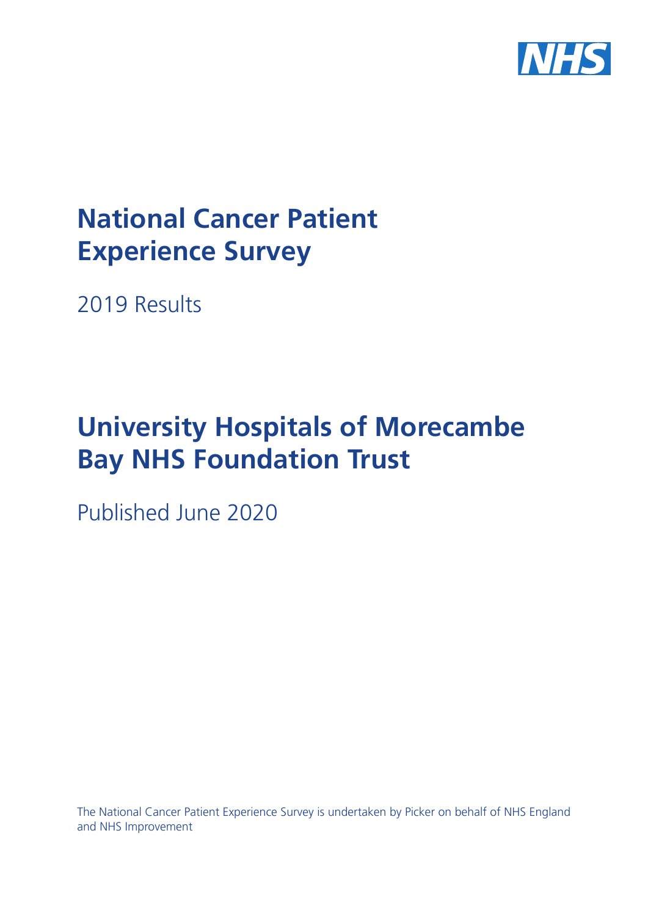NHS

# National Cancer Patient Experience Survey

2019 Results

# University Hospitals of Morecambe Bay NHS Foundation Trust

Published June 2020

The National Cancer Patient Experience Survey is undertaken by Picker on behalf of NHS England and NHS Improvement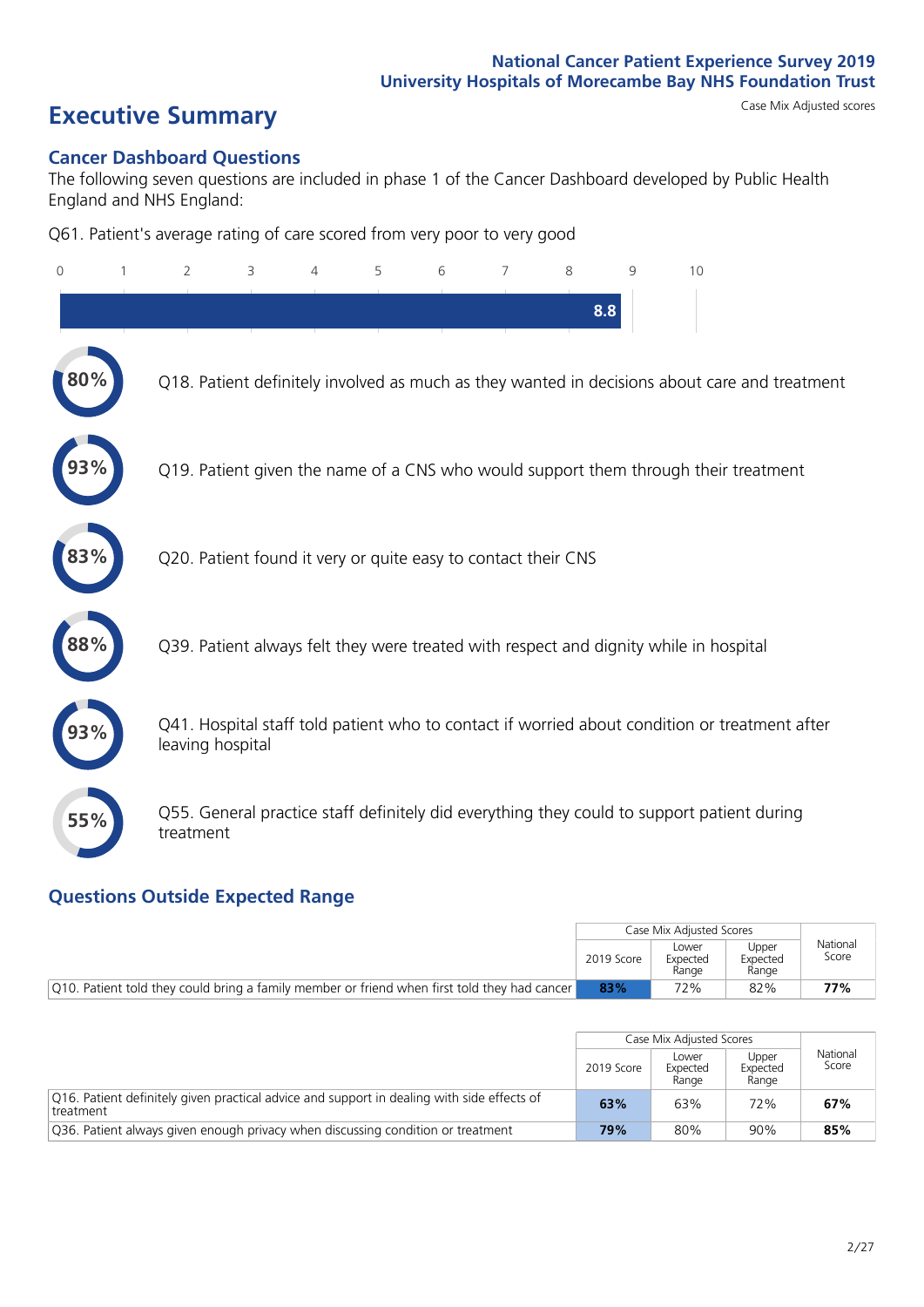# Executive Summary

Case Mix Adjusted scores

## Cancer Dashboard Questions

The following seven questions are included in phase 1 of the Cancer Dashboard developed by Public Health England and NHS England:

Q61. Patient's average rating of care scored from very poor to very good

8.8

- **80%** Q18. Patient definitely involved as much as they wanted in decisions about care and treatment
- **93%** Q19. Patient given the name of a CNS who would support them through their treatment
- **83%** Q20. Patient found it very or quite easy to contact their CNS
- **88%** Q39. Patient always felt they were treated with respect and dignity while in hospital
- **93%** Q41. Hospital staff told patient who to contact if worried about condition or treatment after leaving hospital
- **55%** Q55. General practice staff definitely did everything they could to support patient during treatment

## Questions Outside Expected Range

| | Case Mix Adjusted Scores | | | National Score |
|---|---|---|---|---|
| | 2019 Score | Lower Expected Range | Upper Expected Range | |
| Q10. Patient told they could bring a family member or friend when first told they had cancer | **83%** | 72% | 82% | **77%** |

| | Case Mix Adjusted Scores | | | National Score |
|---|---|---|---|---|
| | 2019 Score | Lower Expected Range | Upper Expected Range | |
| Q16. Patient definitely given practical advice and support in dealing with side effects of treatment | **63%** | 63% | 72% | **67%** |
| Q36. Patient always given enough privacy when discussing condition or treatment | **79%** | 80% | 90% | **85%** |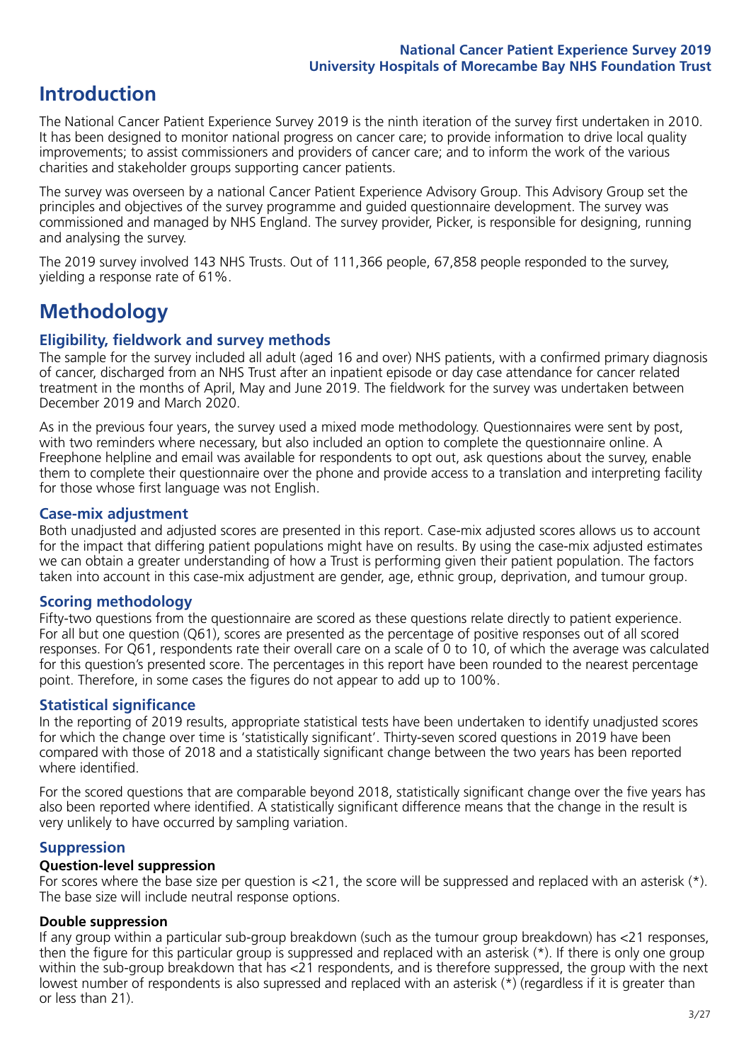# Introduction

The National Cancer Patient Experience Survey 2019 is the ninth iteration of the survey first undertaken in 2010. It has been designed to monitor national progress on cancer care; to provide information to drive local quality improvements; to assist commissioners and providers of cancer care; and to inform the work of the various charities and stakeholder groups supporting cancer patients.

The survey was overseen by a national Cancer Patient Experience Advisory Group. This Advisory Group set the principles and objectives of the survey programme and guided questionnaire development. The survey was commissioned and managed by NHS England. The survey provider, Picker, is responsible for designing, running and analysing the survey.

The 2019 survey involved 143 NHS Trusts. Out of 111,366 people, 67,858 people responded to the survey, yielding a response rate of 61%.

# Methodology

## Eligibility, fieldwork and survey methods

The sample for the survey included all adult (aged 16 and over) NHS patients, with a confirmed primary diagnosis of cancer, discharged from an NHS Trust after an inpatient episode or day case attendance for cancer related treatment in the months of April, May and June 2019. The fieldwork for the survey was undertaken between December 2019 and March 2020.

As in the previous four years, the survey used a mixed mode methodology. Questionnaires were sent by post, with two reminders where necessary, but also included an option to complete the questionnaire online. A Freephone helpline and email was available for respondents to opt out, ask questions about the survey, enable them to complete their questionnaire over the phone and provide access to a translation and interpreting facility for those whose first language was not English.

## Case-mix adjustment

Both unadjusted and adjusted scores are presented in this report. Case-mix adjusted scores allows us to account for the impact that differing patient populations might have on results. By using the case-mix adjusted estimates we can obtain a greater understanding of how a Trust is performing given their patient population. The factors taken into account in this case-mix adjustment are gender, age, ethnic group, deprivation, and tumour group.

## Scoring methodology

Fifty-two questions from the questionnaire are scored as these questions relate directly to patient experience. For all but one question (Q61), scores are presented as the percentage of positive responses out of all scored responses. For Q61, respondents rate their overall care on a scale of 0 to 10, of which the average was calculated for this question's presented score. The percentages in this report have been rounded to the nearest percentage point. Therefore, in some cases the figures do not appear to add up to 100%.

## Statistical significance

In the reporting of 2019 results, appropriate statistical tests have been undertaken to identify unadjusted scores for which the change over time is 'statistically significant'. Thirty-seven scored questions in 2019 have been compared with those of 2018 and a statistically significant change between the two years has been reported where identified.

For the scored questions that are comparable beyond 2018, statistically significant change over the five years has also been reported where identified. A statistically significant difference means that the change in the result is very unlikely to have occurred by sampling variation.

## Suppression

### Question-level suppression

For scores where the base size per question is <21, the score will be suppressed and replaced with an asterisk (*). The base size will include neutral response options.

### Double suppression

If any group within a particular sub-group breakdown (such as the tumour group breakdown) has <21 responses, then the figure for this particular group is suppressed and replaced with an asterisk (*). If there is only one group within the sub-group breakdown that has <21 respondents, and is therefore suppressed, the group with the next lowest number of respondents is also supressed and replaced with an asterisk (*) (regardless if it is greater than or less than 21).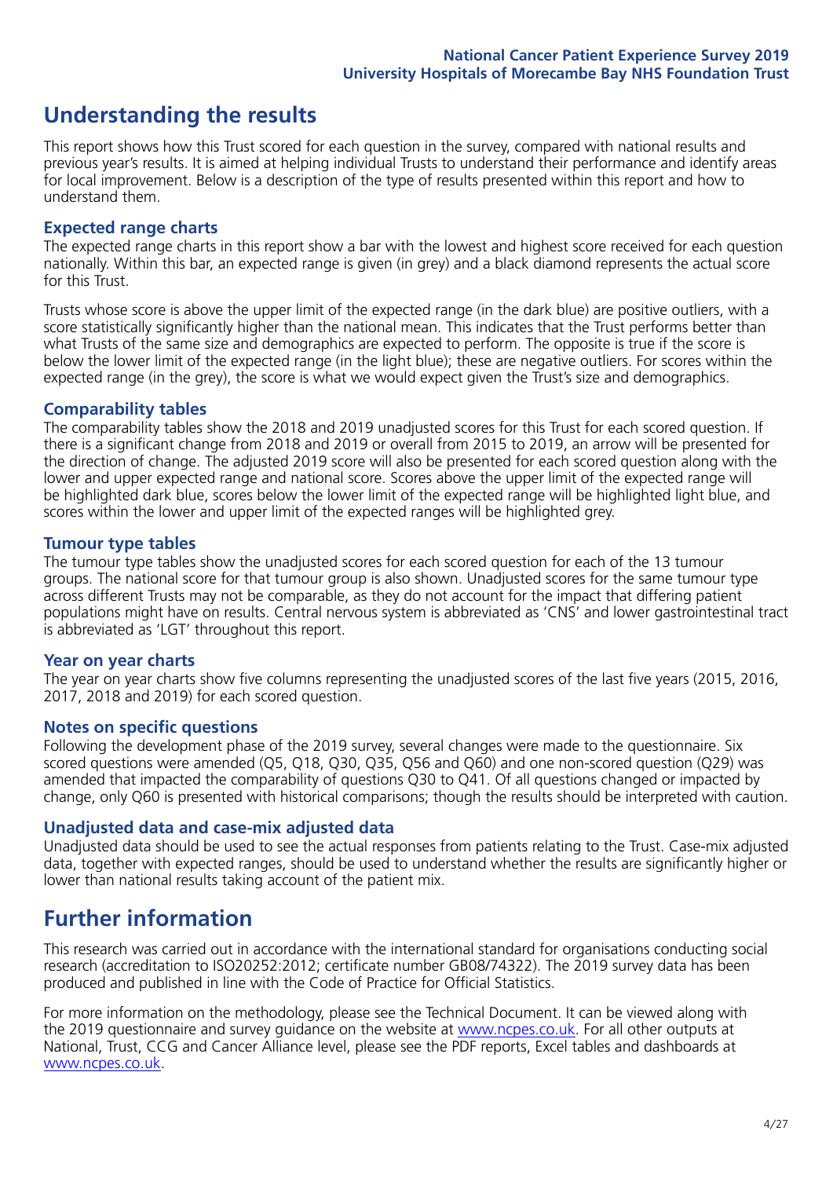## Understanding the results

This report shows how this Trust scored for each question in the survey, compared with national results and previous year's results. It is aimed at helping individual Trusts to understand their performance and identify areas for local improvement. Below is a description of the type of results presented within this report and how to understand them.

### Expected range charts

The expected range charts in this report show a bar with the lowest and highest score received for each question nationally. Within this bar, an expected range is given (in grey) and a black diamond represents the actual score for this Trust.

Trusts whose score is above the upper limit of the expected range (in the dark blue) are positive outliers, with a score statistically significantly higher than the national mean. This indicates that the Trust performs better than what Trusts of the same size and demographics are expected to perform. The opposite is true if the score is below the lower limit of the expected range (in the light blue); these are negative outliers. For scores within the expected range (in the grey), the score is what we would expect given the Trust's size and demographics.

### Comparability tables

The comparability tables show the 2018 and 2019 unadjusted scores for this Trust for each scored question. If there is a significant change from 2018 and 2019 or overall from 2015 to 2019, an arrow will be presented for the direction of change. The adjusted 2019 score will also be presented for each scored question along with the lower and upper expected range and national score. Scores above the upper limit of the expected range will be highlighted dark blue, scores below the lower limit of the expected range will be highlighted light blue, and scores within the lower and upper limit of the expected ranges will be highlighted grey.

### Tumour type tables

The tumour type tables show the unadjusted scores for each scored question for each of the 13 tumour groups. The national score for that tumour group is also shown. Unadjusted scores for the same tumour type across different Trusts may not be comparable, as they do not account for the impact that differing patient populations might have on results. Central nervous system is abbreviated as 'CNS' and lower gastrointestinal tract is abbreviated as 'LGT' throughout this report.

### Year on year charts

The year on year charts show five columns representing the unadjusted scores of the last five years (2015, 2016, 2017, 2018 and 2019) for each scored question.

### Notes on specific questions

Following the development phase of the 2019 survey, several changes were made to the questionnaire. Six scored questions were amended (Q5, Q18, Q30, Q35, Q56 and Q60) and one non-scored question (Q29) was amended that impacted the comparability of questions Q30 to Q41. Of all questions changed or impacted by change, only Q60 is presented with historical comparisons; though the results should be interpreted with caution.

### Unadjusted data and case-mix adjusted data

Unadjusted data should be used to see the actual responses from patients relating to the Trust. Case-mix adjusted data, together with expected ranges, should be used to understand whether the results are significantly higher or lower than national results taking account of the patient mix.

## Further information

This research was carried out in accordance with the international standard for organisations conducting social research (accreditation to ISO20252:2012; certificate number GB08/74322). The 2019 survey data has been produced and published in line with the Code of Practice for Official Statistics.

For more information on the methodology, please see the Technical Document. It can be viewed along with the 2019 questionnaire and survey guidance on the website at www.ncpes.co.uk. For all other outputs at National, Trust, CCG and Cancer Alliance level, please see the PDF reports, Excel tables and dashboards at www.ncpes.co.uk.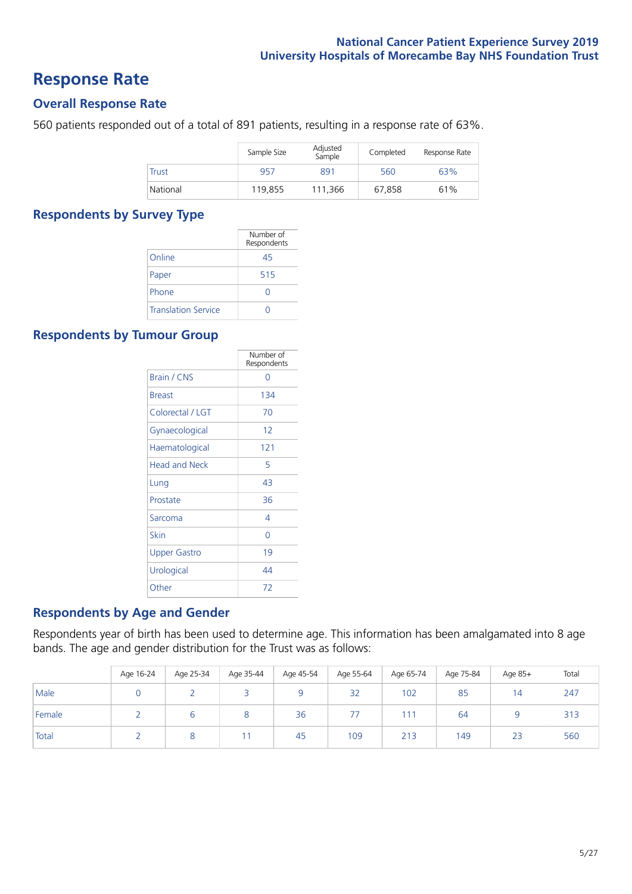# Response Rate

## Overall Response Rate

560 patients responded out of a total of 891 patients, resulting in a response rate of 63%.

| | Sample Size | Adjusted Sample | Completed | Response Rate |
|---|---|---|---|---|
| Trust | 957 | 891 | 560 | 63% |
| National | 119,855 | 111,366 | 67,858 | 61% |

## Respondents by Survey Type

| | Number of Respondents |
|---|---|
| Online | 45 |
| Paper | 515 |
| Phone | 0 |
| Translation Service | 0 |

## Respondents by Tumour Group

| | Number of Respondents |
|---|---|
| Brain / CNS | 0 |
| Breast | 134 |
| Colorectal / LGT | 70 |
| Gynaecological | 12 |
| Haematological | 121 |
| Head and Neck | 5 |
| Lung | 43 |
| Prostate | 36 |
| Sarcoma | 4 |
| Skin | 0 |
| Upper Gastro | 19 |
| Urological | 44 |
| Other | 72 |

## Respondents by Age and Gender

Respondents year of birth has been used to determine age. This information has been amalgamated into 8 age bands. The age and gender distribution for the Trust was as follows:

| | Age 16-24 | Age 25-34 | Age 35-44 | Age 45-54 | Age 55-64 | Age 65-74 | Age 75-84 | Age 85+ | Total |
|---|---|---|---|---|---|---|---|---|---|
| Male | 0 | 2 | 3 | 9 | 32 | 102 | 85 | 14 | 247 |
| Female | 2 | 6 | 8 | 36 | 77 | 111 | 64 | 9 | 313 |
| Total | 2 | 8 | 11 | 45 | 109 | 213 | 149 | 23 | 560 |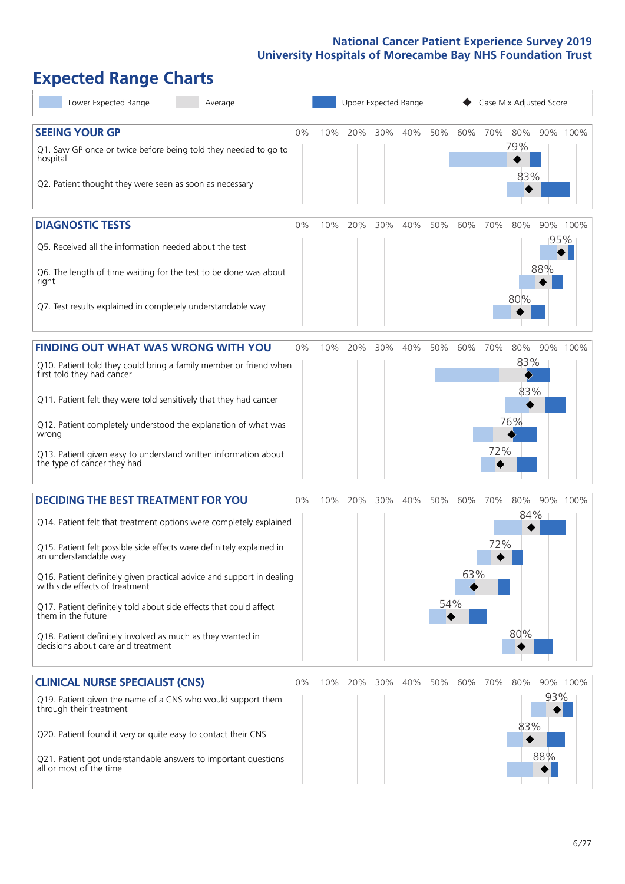# Expected Range Charts

Legend: Lower Expected Range | Average | Upper Expected Range | Case Mix Adjusted Score

## SEEING YOUR GP

| Question | Case Mix Adjusted Score |
| --- | --- |
| Q1. Saw GP once or twice before being told they needed to go to hospital | 79% |
| Q2. Patient thought they were seen as soon as necessary | 83% |

## DIAGNOSTIC TESTS

| Question | Case Mix Adjusted Score |
| --- | --- |
| Q5. Received all the information needed about the test | 95% |
| Q6. The length of time waiting for the test to be done was about right | 88% |
| Q7. Test results explained in completely understandable way | 80% |

## FINDING OUT WHAT WAS WRONG WITH YOU

| Question | Case Mix Adjusted Score |
| --- | --- |
| Q10. Patient told they could bring a family member or friend when first told they had cancer | 83% |
| Q11. Patient felt they were told sensitively that they had cancer | 83% |
| Q12. Patient completely understood the explanation of what was wrong | 76% |
| Q13. Patient given easy to understand written information about the type of cancer they had | 72% |

## DECIDING THE BEST TREATMENT FOR YOU

| Question | Case Mix Adjusted Score |
| --- | --- |
| Q14. Patient felt that treatment options were completely explained | 84% |
| Q15. Patient felt possible side effects were definitely explained in an understandable way | 72% |
| Q16. Patient definitely given practical advice and support in dealing with side effects of treatment | 63% |
| Q17. Patient definitely told about side effects that could affect them in the future | 54% |
| Q18. Patient definitely involved as much as they wanted in decisions about care and treatment | 80% |

## CLINICAL NURSE SPECIALIST (CNS)

| Question | Case Mix Adjusted Score |
| --- | --- |
| Q19. Patient given the name of a CNS who would support them through their treatment | 93% |
| Q20. Patient found it very or quite easy to contact their CNS | 83% |
| Q21. Patient got understandable answers to important questions all or most of the time | 88% |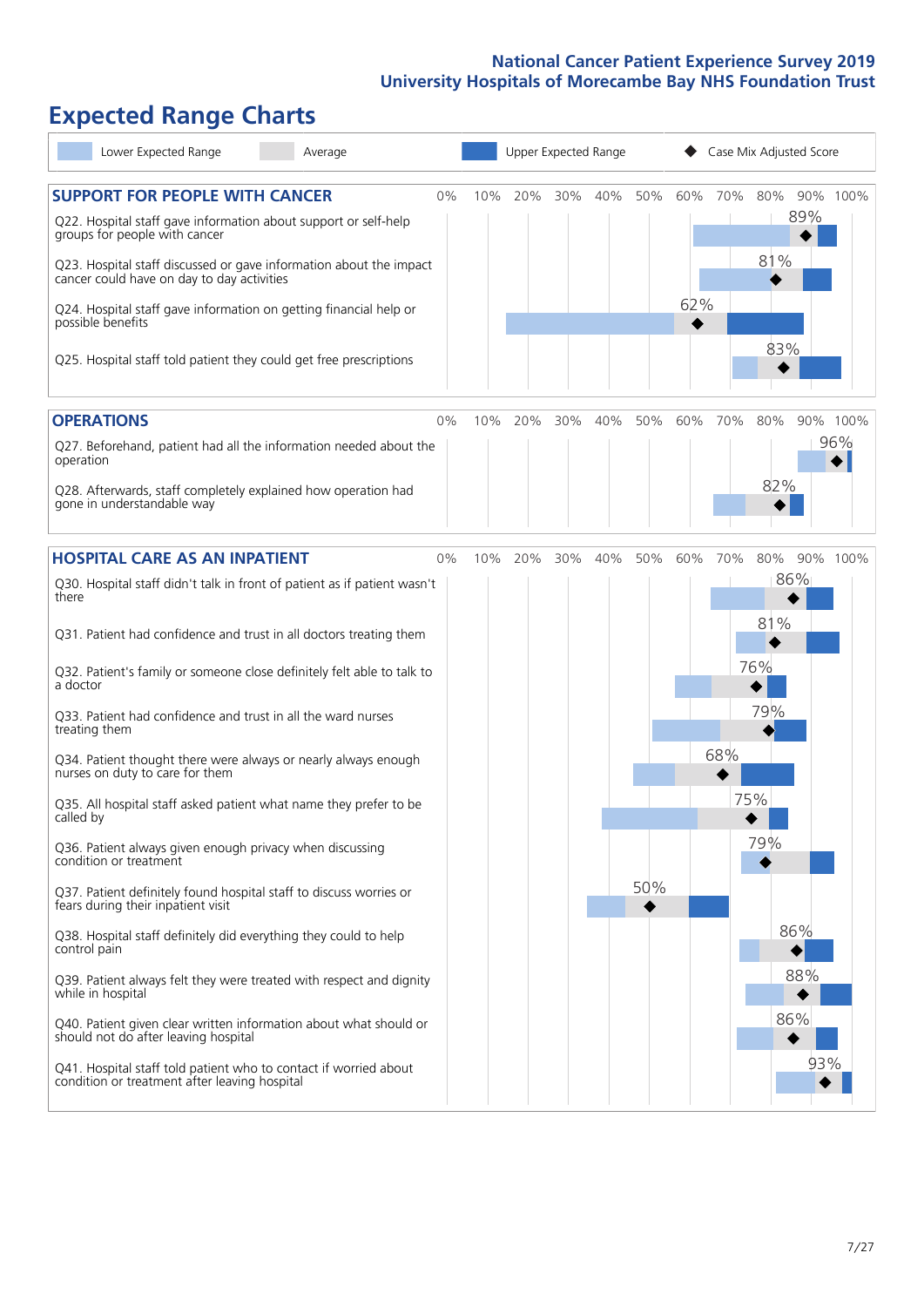# Expected Range Charts

Lower Expected Range | Average | Upper Expected Range | ◆ Case Mix Adjusted Score

## SUPPORT FOR PEOPLE WITH CANCER

| Question | Case Mix Adjusted Score |
|---|---|
| Q22. Hospital staff gave information about support or self-help groups for people with cancer | 89% |
| Q23. Hospital staff discussed or gave information about the impact cancer could have on day to day activities | 81% |
| Q24. Hospital staff gave information on getting financial help or possible benefits | 62% |
| Q25. Hospital staff told patient they could get free prescriptions | 83% |

## OPERATIONS

| Question | Case Mix Adjusted Score |
|---|---|
| Q27. Beforehand, patient had all the information needed about the operation | 96% |
| Q28. Afterwards, staff completely explained how operation had gone in understandable way | 82% |

## HOSPITAL CARE AS AN INPATIENT

| Question | Case Mix Adjusted Score |
|---|---|
| Q30. Hospital staff didn't talk in front of patient as if patient wasn't there | 86% |
| Q31. Patient had confidence and trust in all doctors treating them | 81% |
| Q32. Patient's family or someone close definitely felt able to talk to a doctor | 76% |
| Q33. Patient had confidence and trust in all the ward nurses treating them | 79% |
| Q34. Patient thought there were always or nearly always enough nurses on duty to care for them | 68% |
| Q35. All hospital staff asked patient what name they prefer to be called by | 75% |
| Q36. Patient always given enough privacy when discussing condition or treatment | 79% |
| Q37. Patient definitely found hospital staff to discuss worries or fears during their inpatient visit | 50% |
| Q38. Hospital staff definitely did everything they could to help control pain | 86% |
| Q39. Patient always felt they were treated with respect and dignity while in hospital | 88% |
| Q40. Patient given clear written information about what should or should not do after leaving hospital | 86% |
| Q41. Hospital staff told patient who to contact if worried about condition or treatment after leaving hospital | 93% |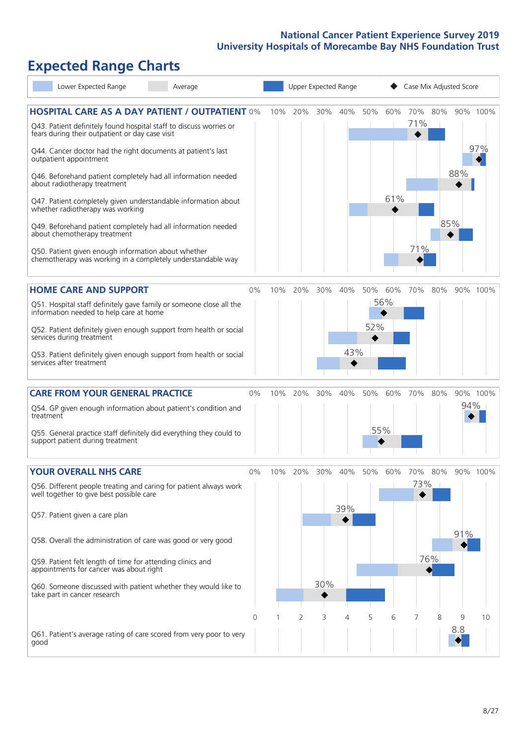# Expected Range Charts

Lower Expected Range | Average | Upper Expected Range | ◆ Case Mix Adjusted Score

## HOSPITAL CARE AS A DAY PATIENT / OUTPATIENT

| Question | Case Mix Adjusted Score |
|---|---|
| Q43. Patient definitely found hospital staff to discuss worries or fears during their outpatient or day case visit | 71% |
| Q44. Cancer doctor had the right documents at patient's last outpatient appointment | 97% |
| Q46. Beforehand patient completely had all information needed about radiotherapy treatment | 88% |
| Q47. Patient completely given understandable information about whether radiotherapy treatment was working | 61% |
| Q49. Beforehand patient completely had all information needed about chemotherapy treatment | 85% |
| Q50. Patient given enough information about whether chemotherapy was working in a completely understandable way | 71% |

## HOME CARE AND SUPPORT

| Question | Case Mix Adjusted Score |
|---|---|
| Q51. Hospital staff definitely gave family or someone close all the information needed to help care at home | 56% |
| Q52. Patient definitely given enough support from health or social services during treatment | 52% |
| Q53. Patient definitely given enough support from health or social services after treatment | 43% |

## CARE FROM YOUR GENERAL PRACTICE

| Question | Case Mix Adjusted Score |
|---|---|
| Q54. GP given enough information about patient's condition and treatment | 94% |
| Q55. General practice staff definitely did everything they could to support patient during treatment | 55% |

## YOUR OVERALL NHS CARE

| Question | Case Mix Adjusted Score |
|---|---|
| Q56. Different people treating and caring for patient always work well together to give best possible care | 73% |
| Q57. Patient given a care plan | 39% |
| Q58. Overall the administration of care was good or very good | 91% |
| Q59. Patient felt length of time for attending clinics and appointments for cancer was about right | 76% |
| Q60. Someone discussed with patient whether they would like to take part in cancer research | 30% |
| Q61. Patient's average rating of care scored from very poor to very good | 8.8 |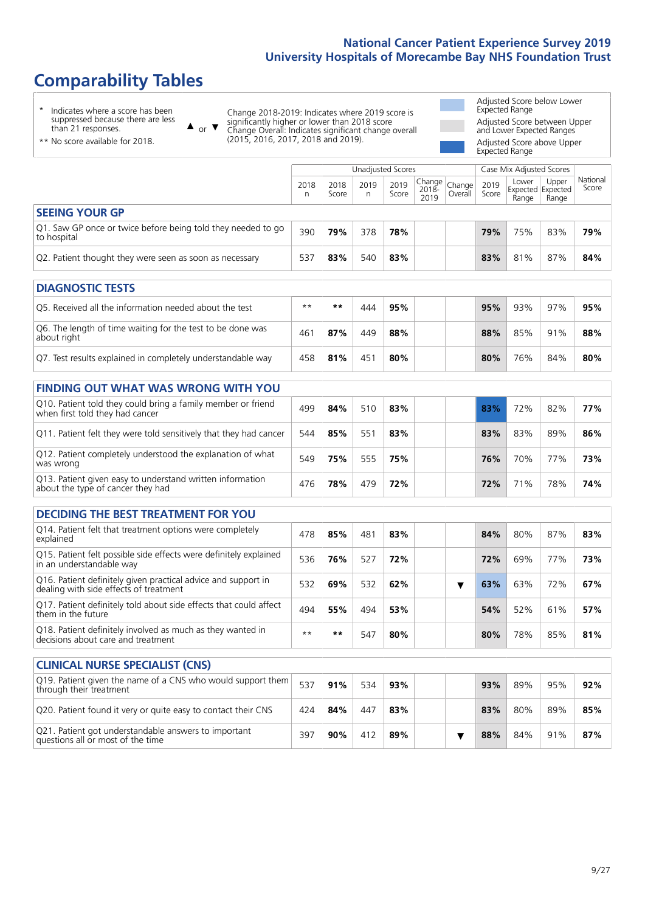# Comparability Tables

- \* Indicates where a score has been suppressed because there are less than 21 responses.
- \*\* No score available for 2018.

▲ or ▼ Change 2018-2019: Indicates where 2019 score is significantly higher or lower than 2018 score. Change Overall: Indicates significant change overall (2015, 2016, 2017, 2018 and 2019).

- Adjusted Score below Lower Expected Range
- Adjusted Score between Upper and Lower Expected Ranges
- Adjusted Score above Upper Expected Range

| | Unadjusted Scores | | | | | | Case Mix Adjusted Scores | | | |
|---|---|---|---|---|---|---|---|---|---|---|
| | 2018 n | 2018 Score | 2019 n | 2019 Score | Change 2018-2019 | Change Overall | 2019 Score | Lower Expected Range | Upper Expected Range | National Score |
| **SEEING YOUR GP** | | | | | | | | | | |
| Q1. Saw GP once or twice before being told they needed to go to hospital | 390 | **79%** | 378 | **78%** | | | **79%** | 75% | 83% | **79%** |
| Q2. Patient thought they were seen as soon as necessary | 537 | **83%** | 540 | **83%** | | | **83%** | 81% | 87% | **84%** |
| **DIAGNOSTIC TESTS** | | | | | | | | | | |
| Q5. Received all the information needed about the test | ** | ** | 444 | **95%** | | | **95%** | 93% | 97% | **95%** |
| Q6. The length of time waiting for the test to be done was about right | 461 | **87%** | 449 | **88%** | | | **88%** | 85% | 91% | **88%** |
| Q7. Test results explained in completely understandable way | 458 | **81%** | 451 | **80%** | | | **80%** | 76% | 84% | **80%** |
| **FINDING OUT WHAT WAS WRONG WITH YOU** | | | | | | | | | | |
| Q10. Patient told they could bring a family member or friend when first told they had cancer | 499 | **84%** | 510 | **83%** | | | **83%** | 72% | 82% | **77%** |
| Q11. Patient felt they were told sensitively that they had cancer | 544 | **85%** | 551 | **83%** | | | **83%** | 83% | 89% | **86%** |
| Q12. Patient completely understood the explanation of what was wrong | 549 | **75%** | 555 | **75%** | | | **76%** | 70% | 77% | **73%** |
| Q13. Patient given easy to understand written information about the type of cancer they had | 476 | **78%** | 479 | **72%** | | | **72%** | 71% | 78% | **74%** |
| **DECIDING THE BEST TREATMENT FOR YOU** | | | | | | | | | | |
| Q14. Patient felt that treatment options were completely explained | 478 | **85%** | 481 | **83%** | | | **84%** | 80% | 87% | **83%** |
| Q15. Patient felt possible side effects were definitely explained in an understandable way | 536 | **76%** | 527 | **72%** | | | **72%** | 69% | 77% | **73%** |
| Q16. Patient definitely given practical advice and support in dealing with side effects of treatment | 532 | **69%** | 532 | **62%** | | ▼ | **63%** | 63% | 72% | **67%** |
| Q17. Patient definitely told about side effects that could affect them in the future | 494 | **55%** | 494 | **53%** | | | **54%** | 52% | 61% | **57%** |
| Q18. Patient definitely involved as much as they wanted in decisions about care and treatment | ** | ** | 547 | **80%** | | | **80%** | 78% | 85% | **81%** |
| **CLINICAL NURSE SPECIALIST (CNS)** | | | | | | | | | | |
| Q19. Patient given the name of a CNS who would support them through their treatment | 537 | **91%** | 534 | **93%** | | | **93%** | 89% | 95% | **92%** |
| Q20. Patient found it very or quite easy to contact their CNS | 424 | **84%** | 447 | **83%** | | | **83%** | 80% | 89% | **85%** |
| Q21. Patient got understandable answers to important questions all or most of the time | 397 | **90%** | 412 | **89%** | | ▼ | **88%** | 84% | 91% | **87%** |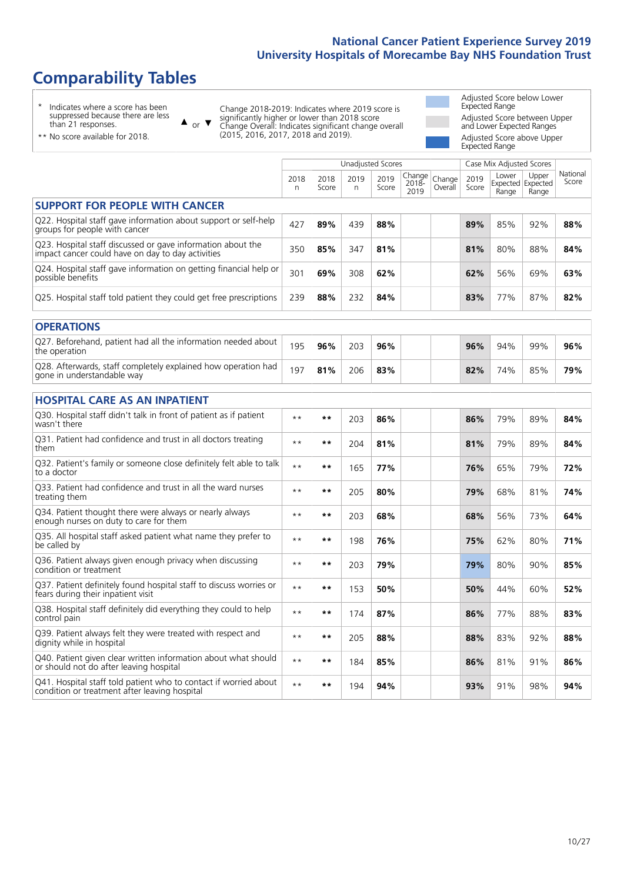# Comparability Tables

\* Indicates where a score has been suppressed because there are less than 21 responses.

** No score available for 2018.

▲ or ▼ Change 2018-2019: Indicates where 2019 score is significantly higher or lower than 2018 score. Change Overall: Indicates significant change overall (2015, 2016, 2017, 2018 and 2019).

Adjusted Score below Lower Expected Range

Adjusted Score between Upper and Lower Expected Ranges

Adjusted Score above Upper Expected Range

| | Unadjusted Scores | | | | | | Case Mix Adjusted Scores | | | |
|---|---|---|---|---|---|---|---|---|---|---|
| | 2018 n | 2018 Score | 2019 n | 2019 Score | Change 2018-2019 | Change Overall | 2019 Score | Lower Expected Range | Upper Expected Range | National Score |
| **SUPPORT FOR PEOPLE WITH CANCER** | | | | | | | | | | |
| Q22. Hospital staff gave information about support or self-help groups for people with cancer | 427 | **89%** | 439 | **88%** | | | **89%** | 85% | 92% | **88%** |
| Q23. Hospital staff discussed or gave information about the impact cancer could have on day to day activities | 350 | **85%** | 347 | **81%** | | | **81%** | 80% | 88% | **84%** |
| Q24. Hospital staff gave information on getting financial help or possible benefits | 301 | **69%** | 308 | **62%** | | | **62%** | 56% | 69% | **63%** |
| Q25. Hospital staff told patient they could get free prescriptions | 239 | **88%** | 232 | **84%** | | | **83%** | 77% | 87% | **82%** |
| **OPERATIONS** | | | | | | | | | | |
| Q27. Beforehand, patient had all the information needed about the operation | 195 | **96%** | 203 | **96%** | | | **96%** | 94% | 99% | **96%** |
| Q28. Afterwards, staff completely explained how operation had gone in understandable way | 197 | **81%** | 206 | **83%** | | | **82%** | 74% | 85% | **79%** |
| **HOSPITAL CARE AS AN INPATIENT** | | | | | | | | | | |
| Q30. Hospital staff didn't talk in front of patient as if patient wasn't there | ** | ** | 203 | **86%** | | | **86%** | 79% | 89% | **84%** |
| Q31. Patient had confidence and trust in all doctors treating them | ** | ** | 204 | **81%** | | | **81%** | 79% | 89% | **84%** |
| Q32. Patient's family or someone close definitely felt able to talk to a doctor | ** | ** | 165 | **77%** | | | **76%** | 65% | 79% | **72%** |
| Q33. Patient had confidence and trust in all the ward nurses treating them | ** | ** | 205 | **80%** | | | **79%** | 68% | 81% | **74%** |
| Q34. Patient thought there were always or nearly always enough nurses on duty to care for them | ** | ** | 203 | **68%** | | | **68%** | 56% | 73% | **64%** |
| Q35. All hospital staff asked patient what name they prefer to be called by | ** | ** | 198 | **76%** | | | **75%** | 62% | 80% | **71%** |
| Q36. Patient always given enough privacy when discussing condition or treatment | ** | ** | 203 | **79%** | | | **79%** | 80% | 90% | **85%** |
| Q37. Patient definitely found hospital staff to discuss worries or fears during their inpatient visit | ** | ** | 153 | **50%** | | | **50%** | 44% | 60% | **52%** |
| Q38. Hospital staff definitely did everything they could to help control pain | ** | ** | 174 | **87%** | | | **86%** | 77% | 88% | **83%** |
| Q39. Patient always felt they were treated with respect and dignity while in hospital | ** | ** | 205 | **88%** | | | **88%** | 83% | 92% | **88%** |
| Q40. Patient given clear written information about what should or should not do after leaving hospital | ** | ** | 184 | **85%** | | | **86%** | 81% | 91% | **86%** |
| Q41. Hospital staff told patient who to contact if worried about condition or treatment after leaving hospital | ** | ** | 194 | **94%** | | | **93%** | 91% | 98% | **94%** |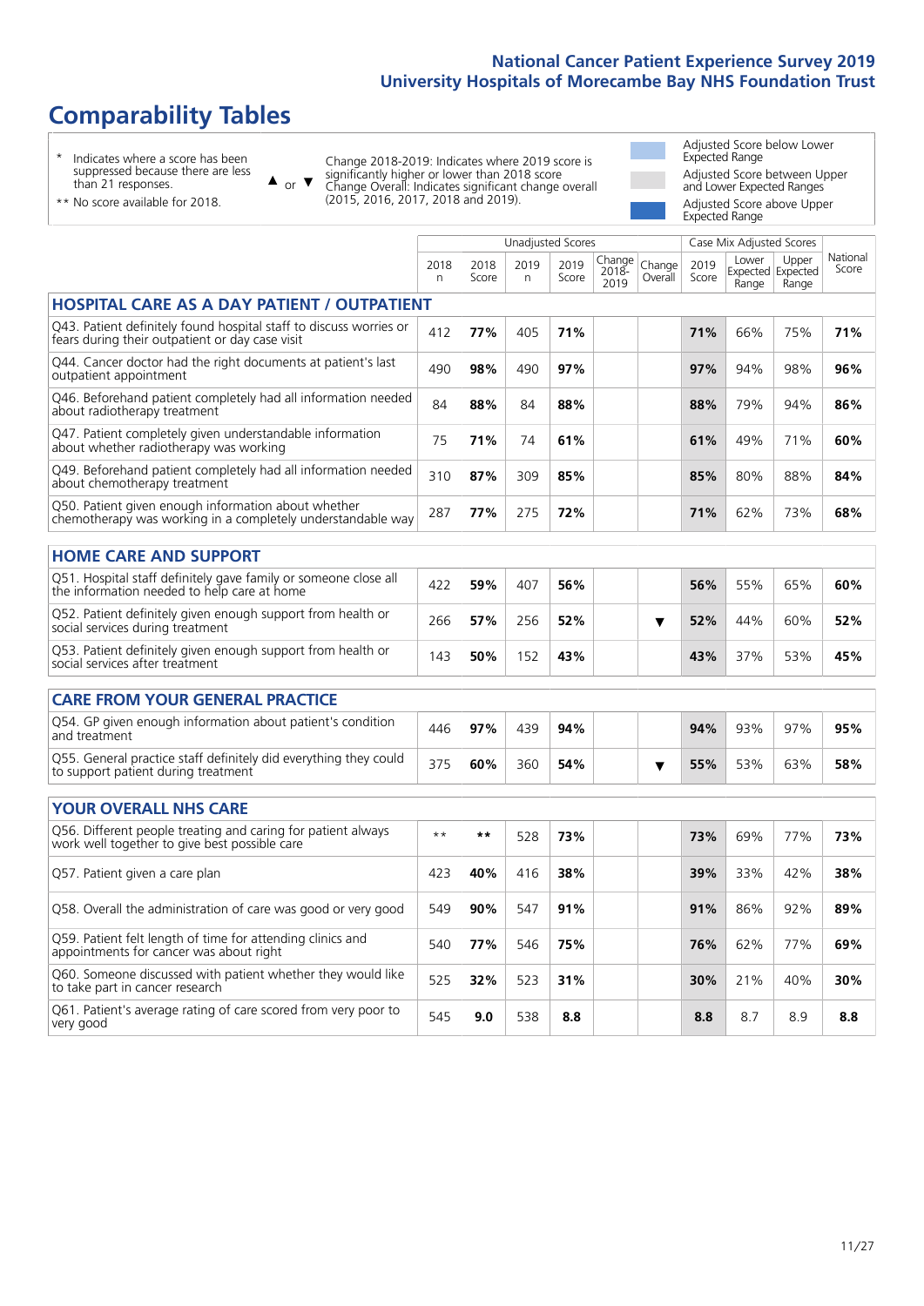# Comparability Tables

\* Indicates where a score has been suppressed because there are less than 21 responses.

\*\* No score available for 2018.

▲ or ▼ Change 2018-2019: Indicates where 2019 score is significantly higher or lower than 2018 score. Change Overall: Indicates significant change overall (2015, 2016, 2017, 2018 and 2019).

Adjusted Score below Lower Expected Range

Adjusted Score between Upper and Lower Expected Ranges

Adjusted Score above Upper Expected Range

| | Unadjusted Scores | | | | | | Case Mix Adjusted Scores | | | |
|---|---|---|---|---|---|---|---|---|---|---|
| | 2018 n | 2018 Score | 2019 n | 2019 Score | Change 2018-2019 | Change Overall | 2019 Score | Lower Expected Range | Upper Expected Range | National Score |
| **HOSPITAL CARE AS A DAY PATIENT / OUTPATIENT** | | | | | | | | | | |
| Q43. Patient definitely found hospital staff to discuss worries or fears during their outpatient or day case visit | 412 | **77%** | 405 | **71%** | | | **71%** | 66% | 75% | **71%** |
| Q44. Cancer doctor had the right documents at patient's last outpatient appointment | 490 | **98%** | 490 | **97%** | | | **97%** | 94% | 98% | **96%** |
| Q46. Beforehand patient completely had all information needed about radiotherapy treatment | 84 | **88%** | 84 | **88%** | | | **88%** | 79% | 94% | **86%** |
| Q47. Patient completely given understandable information about whether radiotherapy was working | 75 | **71%** | 74 | **61%** | | | **61%** | 49% | 71% | **60%** |
| Q49. Beforehand patient completely had all information needed about chemotherapy treatment | 310 | **87%** | 309 | **85%** | | | **85%** | 80% | 88% | **84%** |
| Q50. Patient given enough information about whether chemotherapy was working in a completely understandable way | 287 | **77%** | 275 | **72%** | | | **71%** | 62% | 73% | **68%** |
| **HOME CARE AND SUPPORT** | | | | | | | | | | |
| Q51. Hospital staff definitely gave family or someone close all the information needed to help care at home | 422 | **59%** | 407 | **56%** | | | **56%** | 55% | 65% | **60%** |
| Q52. Patient definitely given enough support from health or social services during treatment | 266 | **57%** | 256 | **52%** | | ▼ | **52%** | 44% | 60% | **52%** |
| Q53. Patient definitely given enough support from health or social services after treatment | 143 | **50%** | 152 | **43%** | | | **43%** | 37% | 53% | **45%** |
| **CARE FROM YOUR GENERAL PRACTICE** | | | | | | | | | | |
| Q54. GP given enough information about patient's condition and treatment | 446 | **97%** | 439 | **94%** | | | **94%** | 93% | 97% | **95%** |
| Q55. General practice staff definitely did everything they could to support patient during treatment | 375 | **60%** | 360 | **54%** | | ▼ | **55%** | 53% | 63% | **58%** |
| **YOUR OVERALL NHS CARE** | | | | | | | | | | |
| Q56. Different people treating and caring for patient always work well together to give best possible care | \*\* | **\*\*** | 528 | **73%** | | | **73%** | 69% | 77% | **73%** |
| Q57. Patient given a care plan | 423 | **40%** | 416 | **38%** | | | **39%** | 33% | 42% | **38%** |
| Q58. Overall the administration of care was good or very good | 549 | **90%** | 547 | **91%** | | | **91%** | 86% | 92% | **89%** |
| Q59. Patient felt length of time for attending clinics and appointments for cancer was about right | 540 | **77%** | 546 | **75%** | | | **76%** | 62% | 77% | **69%** |
| Q60. Someone discussed with patient whether they would like to take part in cancer research | 525 | **32%** | 523 | **31%** | | | **30%** | 21% | 40% | **30%** |
| Q61. Patient's average rating of care scored from very poor to very good | 545 | **9.0** | 538 | **8.8** | | | **8.8** | 8.7 | 8.9 | **8.8** |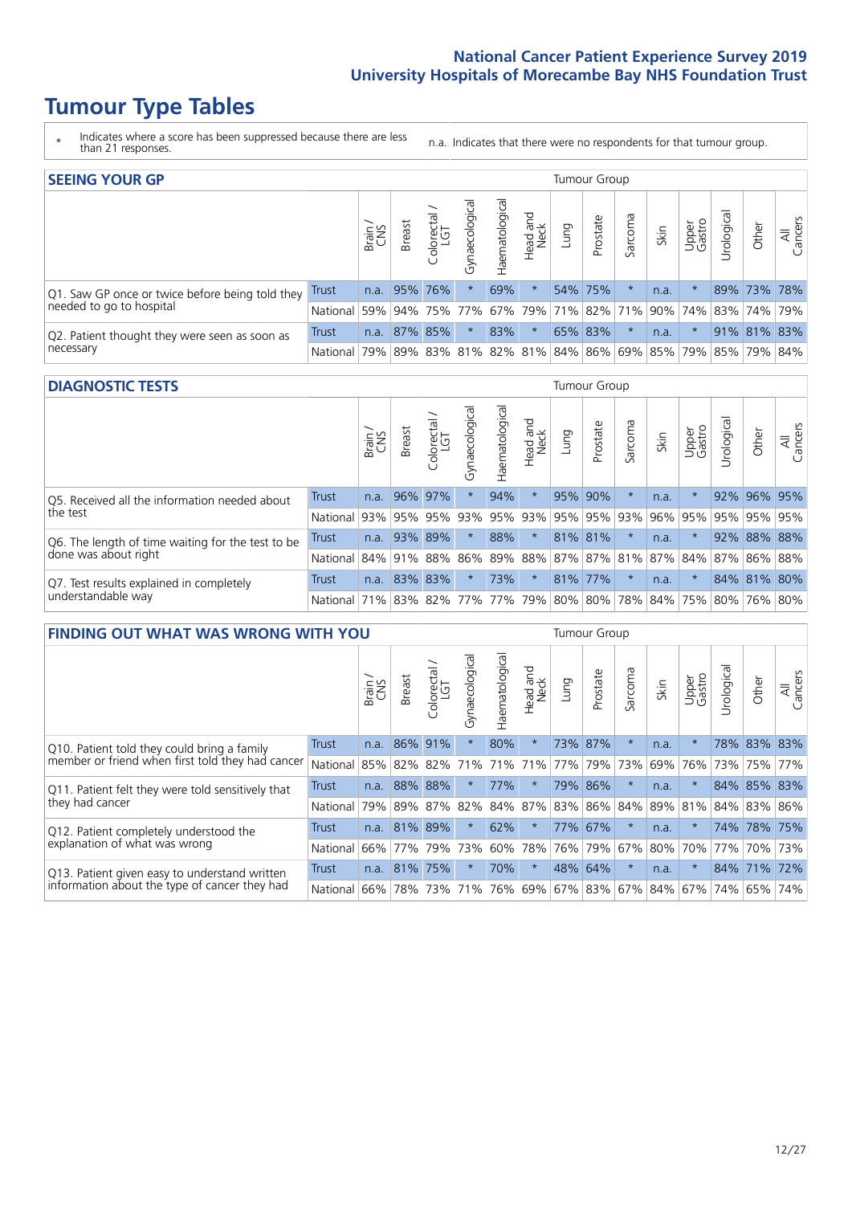# Tumour Type Tables

\* Indicates where a score has been suppressed because there are less than 21 responses.

n.a. Indicates that there were no respondents for that tumour group.

## SEEING YOUR GP

| | | Brain / CNS | Breast | Colorectal / LGT | Gynaecological | Haematological | Head and Neck | Lung | Prostate | Sarcoma | Skin | Upper Gastro | Urological | Other | All Cancers |
|---|---|---|---|---|---|---|---|---|---|---|---|---|---|---|---|
| Q1. Saw GP once or twice before being told they needed to go to hospital | Trust | n.a. | 95% | 76% | * | 69% | * | 54% | 75% | * | n.a. | * | 89% | 73% | 78% |
| | National | 59% | 94% | 75% | 77% | 67% | 79% | 71% | 82% | 71% | 90% | 74% | 83% | 74% | 79% |
| Q2. Patient thought they were seen as soon as necessary | Trust | n.a. | 87% | 85% | * | 83% | * | 65% | 83% | * | n.a. | * | 91% | 81% | 83% |
| | National | 79% | 89% | 83% | 81% | 82% | 81% | 84% | 86% | 69% | 85% | 79% | 85% | 79% | 84% |

## DIAGNOSTIC TESTS

| | | Brain / CNS | Breast | Colorectal / LGT | Gynaecological | Haematological | Head and Neck | Lung | Prostate | Sarcoma | Skin | Upper Gastro | Urological | Other | All Cancers |
|---|---|---|---|---|---|---|---|---|---|---|---|---|---|---|---|
| Q5. Received all the information needed about the test | Trust | n.a. | 96% | 97% | * | 94% | * | 95% | 90% | * | n.a. | * | 92% | 96% | 95% |
| | National | 93% | 95% | 95% | 93% | 95% | 93% | 95% | 95% | 93% | 96% | 95% | 95% | 95% | 95% |
| Q6. The length of time waiting for the test to be done was about right | Trust | n.a. | 93% | 89% | * | 88% | * | 81% | 81% | * | n.a. | * | 92% | 88% | 88% |
| | National | 84% | 91% | 88% | 86% | 89% | 88% | 87% | 87% | 81% | 87% | 84% | 87% | 86% | 88% |
| Q7. Test results explained in completely understandable way | Trust | n.a. | 83% | 83% | * | 73% | * | 81% | 77% | * | n.a. | * | 84% | 81% | 80% |
| | National | 71% | 83% | 82% | 77% | 77% | 79% | 80% | 80% | 78% | 84% | 75% | 80% | 76% | 80% |

## FINDING OUT WHAT WAS WRONG WITH YOU

| | | Brain / CNS | Breast | Colorectal / LGT | Gynaecological | Haematological | Head and Neck | Lung | Prostate | Sarcoma | Skin | Upper Gastro | Urological | Other | All Cancers |
|---|---|---|---|---|---|---|---|---|---|---|---|---|---|---|---|
| Q10. Patient told they could bring a family member or friend when first told they had cancer | Trust | n.a. | 86% | 91% | * | 80% | * | 73% | 87% | * | n.a. | * | 78% | 83% | 83% |
| | National | 85% | 82% | 82% | 71% | 71% | 71% | 77% | 79% | 73% | 69% | 76% | 73% | 75% | 77% |
| Q11. Patient felt they were told sensitively that they had cancer | Trust | n.a. | 88% | 88% | * | 77% | * | 79% | 86% | * | n.a. | * | 84% | 85% | 83% |
| | National | 79% | 89% | 87% | 82% | 84% | 87% | 83% | 86% | 84% | 89% | 81% | 84% | 83% | 86% |
| Q12. Patient completely understood the explanation of what was wrong | Trust | n.a. | 81% | 89% | * | 62% | * | 77% | 67% | * | n.a. | * | 74% | 78% | 75% |
| | National | 66% | 77% | 79% | 73% | 60% | 78% | 76% | 79% | 67% | 80% | 70% | 77% | 70% | 73% |
| Q13. Patient given easy to understand written information about the type of cancer they had | Trust | n.a. | 81% | 75% | * | 70% | * | 48% | 64% | * | n.a. | * | 84% | 71% | 72% |
| | National | 66% | 78% | 73% | 71% | 76% | 69% | 67% | 83% | 67% | 84% | 67% | 74% | 65% | 74% |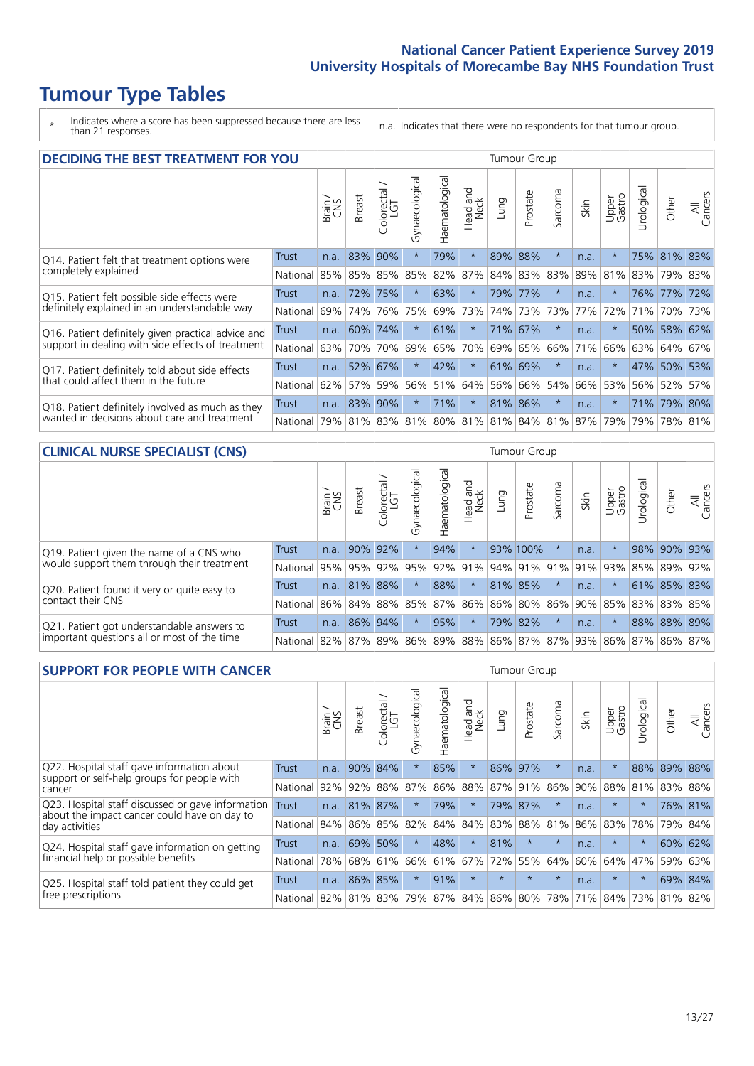# Tumour Type Tables

\* Indicates where a score has been suppressed because there are less than 21 responses.

n.a. Indicates that there were no respondents for that tumour group.

## DECIDING THE BEST TREATMENT FOR YOU

| | | Brain / CNS | Breast | Colorectal / LGT | Gynaecological | Haematological | Head and Neck | Lung | Prostate | Sarcoma | Skin | Upper Gastro | Urological | Other | All Cancers |
|---|---|---|---|---|---|---|---|---|---|---|---|---|---|---|---|
| Q14. Patient felt that treatment options were completely explained | Trust | n.a. | 83% | 90% | * | 79% | * | 89% | 88% | * | n.a. | * | 75% | 81% | 83% |
| | National | 85% | 85% | 85% | 85% | 82% | 87% | 84% | 83% | 83% | 89% | 81% | 83% | 79% | 83% |
| Q15. Patient felt possible side effects were definitely explained in an understandable way | Trust | n.a. | 72% | 75% | * | 63% | * | 79% | 77% | * | n.a. | * | 76% | 77% | 72% |
| | National | 69% | 74% | 76% | 75% | 69% | 73% | 74% | 73% | 73% | 77% | 72% | 71% | 70% | 73% |
| Q16. Patient definitely given practical advice and support in dealing with side effects of treatment | Trust | n.a. | 60% | 74% | * | 61% | * | 71% | 67% | * | n.a. | * | 50% | 58% | 62% |
| | National | 63% | 70% | 70% | 69% | 65% | 70% | 69% | 65% | 66% | 71% | 66% | 63% | 64% | 67% |
| Q17. Patient definitely told about side effects that could affect them in the future | Trust | n.a. | 52% | 67% | * | 42% | * | 61% | 69% | * | n.a. | * | 47% | 50% | 53% |
| | National | 62% | 57% | 59% | 56% | 51% | 64% | 56% | 66% | 54% | 66% | 53% | 56% | 52% | 57% |
| Q18. Patient definitely involved as much as they wanted in decisions about care and treatment | Trust | n.a. | 83% | 90% | * | 71% | * | 81% | 86% | * | n.a. | * | 71% | 79% | 80% |
| | National | 79% | 81% | 83% | 81% | 80% | 81% | 81% | 84% | 81% | 87% | 79% | 79% | 78% | 81% |

## CLINICAL NURSE SPECIALIST (CNS)

| | | Brain / CNS | Breast | Colorectal / LGT | Gynaecological | Haematological | Head and Neck | Lung | Prostate | Sarcoma | Skin | Upper Gastro | Urological | Other | All Cancers |
|---|---|---|---|---|---|---|---|---|---|---|---|---|---|---|---|
| Q19. Patient given the name of a CNS who would support them through their treatment | Trust | n.a. | 90% | 92% | * | 94% | * | 93% | 100% | * | n.a. | * | 98% | 90% | 93% |
| | National | 95% | 95% | 92% | 95% | 92% | 91% | 94% | 91% | 91% | 91% | 93% | 85% | 89% | 92% |
| Q20. Patient found it very or quite easy to contact their CNS | Trust | n.a. | 81% | 88% | * | 88% | * | 81% | 85% | * | n.a. | * | 61% | 85% | 83% |
| | National | 86% | 84% | 88% | 85% | 87% | 86% | 86% | 80% | 86% | 90% | 85% | 83% | 83% | 85% |
| Q21. Patient got understandable answers to important questions all or most of the time | Trust | n.a. | 86% | 94% | * | 95% | * | 79% | 82% | * | n.a. | * | 88% | 88% | 89% |
| | National | 82% | 87% | 89% | 86% | 89% | 88% | 86% | 87% | 87% | 93% | 86% | 87% | 86% | 87% |

## SUPPORT FOR PEOPLE WITH CANCER

| | | Brain / CNS | Breast | Colorectal / LGT | Gynaecological | Haematological | Head and Neck | Lung | Prostate | Sarcoma | Skin | Upper Gastro | Urological | Other | All Cancers |
|---|---|---|---|---|---|---|---|---|---|---|---|---|---|---|---|
| Q22. Hospital staff gave information about support or self-help groups for people with cancer | Trust | n.a. | 90% | 84% | * | 85% | * | 86% | 97% | * | n.a. | * | 88% | 89% | 88% |
| | National | 92% | 92% | 88% | 87% | 86% | 88% | 87% | 91% | 86% | 90% | 88% | 81% | 83% | 88% |
| Q23. Hospital staff discussed or gave information about the impact cancer could have on day to day activities | Trust | n.a. | 81% | 87% | * | 79% | * | 79% | 87% | * | n.a. | * | * | 76% | 81% |
| | National | 84% | 86% | 85% | 82% | 84% | 84% | 83% | 88% | 81% | 86% | 83% | 78% | 79% | 84% |
| Q24. Hospital staff gave information on getting financial help or possible benefits | Trust | n.a. | 69% | 50% | * | 48% | * | 81% | * | * | n.a. | * | * | 60% | 62% |
| | National | 78% | 68% | 61% | 66% | 61% | 67% | 72% | 55% | 64% | 60% | 64% | 47% | 59% | 63% |
| Q25. Hospital staff told patient they could get free prescriptions | Trust | n.a. | 86% | 85% | * | 91% | * | * | * | * | n.a. | * | * | 69% | 84% |
| | National | 82% | 81% | 83% | 79% | 87% | 84% | 86% | 80% | 78% | 71% | 84% | 73% | 81% | 82% |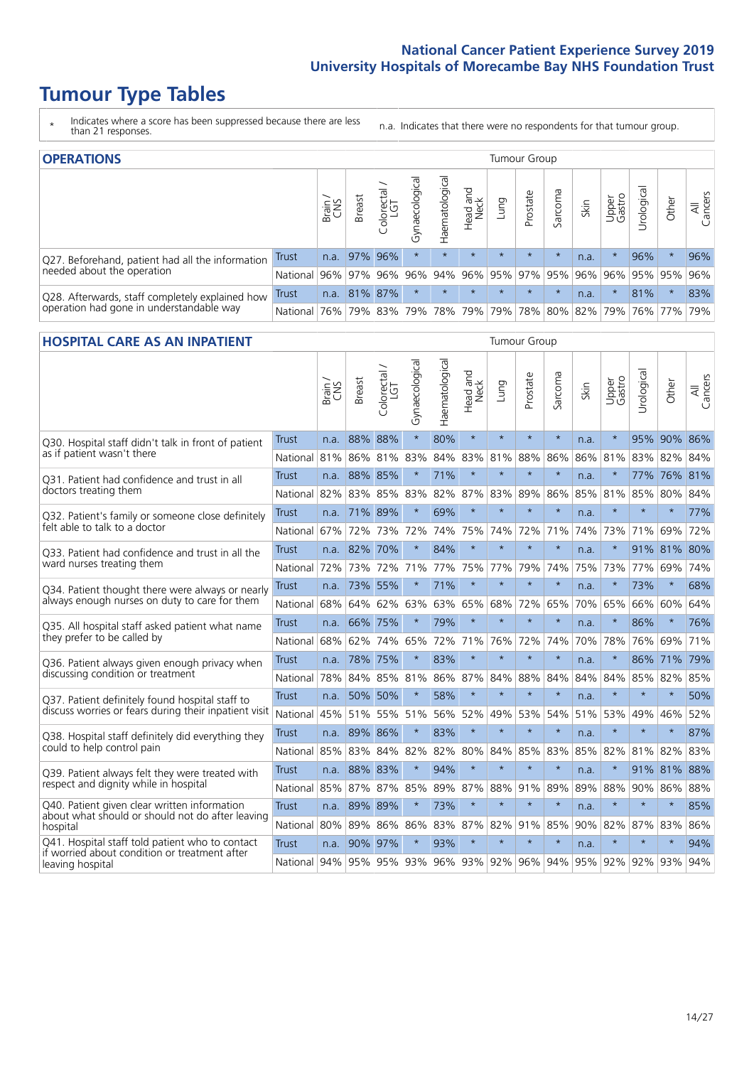# Tumour Type Tables

\* Indicates where a score has been suppressed because there are less than 21 responses.

n.a. Indicates that there were no respondents for that tumour group.

## OPERATIONS

| | | Brain / CNS | Breast | Colorectal / LGT | Gynaecological | Haematological | Head and Neck | Lung | Prostate | Sarcoma | Skin | Upper Gastro | Urological | Other | All Cancers |
|---|---|---|---|---|---|---|---|---|---|---|---|---|---|---|---|
| Q27. Beforehand, patient had all the information needed about the operation | Trust | n.a. | 97% | 96% | * | * | * | * | * | * | n.a. | * | 96% | * | 96% |
| | National | 96% | 97% | 96% | 96% | 94% | 96% | 95% | 97% | 95% | 96% | 96% | 95% | 95% | 96% |
| Q28. Afterwards, staff completely explained how operation had gone in understandable way | Trust | n.a. | 81% | 87% | * | * | * | * | * | * | n.a. | * | 81% | * | 83% |
| | National | 76% | 79% | 83% | 79% | 78% | 79% | 79% | 78% | 80% | 82% | 79% | 76% | 77% | 79% |

## HOSPITAL CARE AS AN INPATIENT

| | | Brain / CNS | Breast | Colorectal / LGT | Gynaecological | Haematological | Head and Neck | Lung | Prostate | Sarcoma | Skin | Upper Gastro | Urological | Other | All Cancers |
|---|---|---|---|---|---|---|---|---|---|---|---|---|---|---|---|
| Q30. Hospital staff didn't talk in front of patient as if patient wasn't there | Trust | n.a. | 88% | 88% | * | 80% | * | * | * | * | n.a. | * | 95% | 90% | 86% |
| | National | 81% | 86% | 81% | 83% | 84% | 83% | 81% | 88% | 86% | 86% | 81% | 83% | 82% | 84% |
| Q31. Patient had confidence and trust in all doctors treating them | Trust | n.a. | 88% | 85% | * | 71% | * | * | * | * | n.a. | * | 77% | 76% | 81% |
| | National | 82% | 83% | 85% | 83% | 82% | 87% | 83% | 89% | 86% | 85% | 81% | 85% | 80% | 84% |
| Q32. Patient's family or someone close definitely felt able to talk to a doctor | Trust | n.a. | 71% | 89% | * | 69% | * | * | * | * | n.a. | * | * | * | 77% |
| | National | 67% | 72% | 73% | 72% | 74% | 75% | 74% | 72% | 71% | 74% | 73% | 71% | 69% | 72% |
| Q33. Patient had confidence and trust in all the ward nurses treating them | Trust | n.a. | 82% | 70% | * | 84% | * | * | * | * | n.a. | * | 91% | 81% | 80% |
| | National | 72% | 73% | 72% | 71% | 77% | 75% | 77% | 79% | 74% | 75% | 73% | 77% | 69% | 74% |
| Q34. Patient thought there were always or nearly always enough nurses on duty to care for them | Trust | n.a. | 73% | 55% | * | 71% | * | * | * | * | n.a. | * | 73% | * | 68% |
| | National | 68% | 64% | 62% | 63% | 63% | 65% | 68% | 72% | 65% | 70% | 65% | 66% | 60% | 64% |
| Q35. All hospital staff asked patient what name they prefer to be called by | Trust | n.a. | 66% | 75% | * | 79% | * | * | * | * | n.a. | * | 86% | * | 76% |
| | National | 68% | 62% | 74% | 65% | 72% | 71% | 76% | 72% | 74% | 70% | 78% | 76% | 69% | 71% |
| Q36. Patient always given enough privacy when discussing condition or treatment | Trust | n.a. | 78% | 75% | * | 83% | * | * | * | * | n.a. | * | 86% | 71% | 79% |
| | National | 78% | 84% | 85% | 81% | 86% | 87% | 84% | 88% | 84% | 84% | 84% | 85% | 82% | 85% |
| Q37. Patient definitely found hospital staff to discuss worries or fears during their inpatient visit | Trust | n.a. | 50% | 50% | * | 58% | * | * | * | * | n.a. | * | * | * | 50% |
| | National | 45% | 51% | 55% | 51% | 56% | 52% | 49% | 53% | 54% | 51% | 53% | 49% | 46% | 52% |
| Q38. Hospital staff definitely did everything they could to help control pain | Trust | n.a. | 89% | 86% | * | 83% | * | * | * | * | n.a. | * | * | * | 87% |
| | National | 85% | 83% | 84% | 82% | 82% | 80% | 84% | 85% | 83% | 85% | 82% | 81% | 82% | 83% |
| Q39. Patient always felt they were treated with respect and dignity while in hospital | Trust | n.a. | 88% | 83% | * | 94% | * | * | * | * | n.a. | * | 91% | 81% | 88% |
| | National | 85% | 87% | 87% | 85% | 89% | 87% | 88% | 91% | 89% | 89% | 88% | 90% | 86% | 88% |
| Q40. Patient given clear written information about what should or should not do after leaving hospital | Trust | n.a. | 89% | 89% | * | 73% | * | * | * | * | n.a. | * | * | * | 85% |
| | National | 80% | 89% | 86% | 86% | 83% | 87% | 82% | 91% | 85% | 90% | 82% | 87% | 83% | 86% |
| Q41. Hospital staff told patient who to contact if worried about condition or treatment after leaving hospital | Trust | n.a. | 90% | 97% | * | 93% | * | * | * | * | n.a. | * | * | * | 94% |
| | National | 94% | 95% | 95% | 93% | 96% | 93% | 92% | 96% | 94% | 95% | 92% | 92% | 93% | 94% |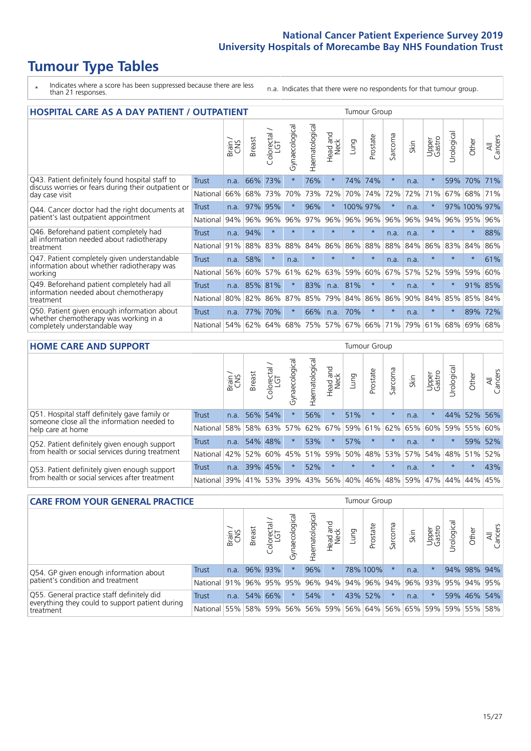# Tumour Type Tables

\* Indicates where a score has been suppressed because there are less than 21 responses.

n.a. Indicates that there were no respondents for that tumour group.

## HOSPITAL CARE AS A DAY PATIENT / OUTPATIENT

| | | Brain / CNS | Breast | Colorectal / LGT | Gynaecological | Haematological | Head and Neck | Lung | Prostate | Sarcoma | Skin | Upper Gastro | Urological | Other | All Cancers |
|---|---|---|---|---|---|---|---|---|---|---|---|---|---|---|---|
| Q43. Patient definitely found hospital staff to discuss worries or fears during their outpatient or day case visit | Trust | n.a. | 66% | 73% | * | 76% | * | 74% | 74% | * | n.a. | * | 59% | 70% | 71% |
| | National | 66% | 68% | 73% | 70% | 73% | 72% | 70% | 74% | 72% | 72% | 71% | 67% | 68% | 71% |
| Q44. Cancer doctor had the right documents at patient's last outpatient appointment | Trust | n.a. | 97% | 95% | * | 96% | * | 100% | 97% | * | n.a. | * | 97% | 100% | 97% |
| | National | 94% | 96% | 96% | 96% | 97% | 96% | 96% | 96% | 96% | 96% | 94% | 96% | 95% | 96% |
| Q46. Beforehand patient completely had all information needed about radiotherapy treatment | Trust | n.a. | 94% | * | * | * | * | * | * | n.a. | n.a. | * | * | * | 88% |
| | National | 91% | 88% | 83% | 88% | 84% | 86% | 86% | 88% | 88% | 84% | 86% | 83% | 84% | 86% |
| Q47. Patient completely given understandable information about whether radiotherapy was working | Trust | n.a. | 58% | * | n.a. | * | * | * | * | n.a. | n.a. | * | * | * | 61% |
| | National | 56% | 60% | 57% | 61% | 62% | 63% | 59% | 60% | 67% | 57% | 52% | 59% | 59% | 60% |
| Q49. Beforehand patient completely had all information needed about chemotherapy treatment | Trust | n.a. | 85% | 81% | * | 83% | n.a. | 81% | * | * | n.a. | * | * | 91% | 85% |
| | National | 80% | 82% | 86% | 87% | 85% | 79% | 84% | 86% | 86% | 90% | 84% | 85% | 85% | 84% |
| Q50. Patient given enough information about whether chemotherapy was working in a completely understandable way | Trust | n.a. | 77% | 70% | * | 66% | n.a. | 70% | * | * | n.a. | * | * | 89% | 72% |
| | National | 54% | 62% | 64% | 68% | 75% | 57% | 67% | 66% | 71% | 79% | 61% | 68% | 69% | 68% |

## HOME CARE AND SUPPORT

| | | Brain / CNS | Breast | Colorectal / LGT | Gynaecological | Haematological | Head and Neck | Lung | Prostate | Sarcoma | Skin | Upper Gastro | Urological | Other | All Cancers |
|---|---|---|---|---|---|---|---|---|---|---|---|---|---|---|---|
| Q51. Hospital staff definitely gave family or someone close all the information needed to help care at home | Trust | n.a. | 56% | 54% | * | 56% | * | 51% | * | * | n.a. | * | 44% | 52% | 56% |
| | National | 58% | 58% | 63% | 57% | 62% | 67% | 59% | 61% | 62% | 65% | 60% | 59% | 55% | 60% |
| Q52. Patient definitely given enough support from health or social services during treatment | Trust | n.a. | 54% | 48% | * | 53% | * | 57% | * | * | n.a. | * | * | 59% | 52% |
| | National | 42% | 52% | 60% | 45% | 51% | 59% | 50% | 48% | 53% | 57% | 54% | 48% | 51% | 52% |
| Q53. Patient definitely given enough support from health or social services after treatment | Trust | n.a. | 39% | 45% | * | 52% | * | * | * | * | n.a. | * | * | * | 43% |
| | National | 39% | 41% | 53% | 39% | 43% | 56% | 40% | 46% | 48% | 59% | 47% | 44% | 44% | 45% |

## CARE FROM YOUR GENERAL PRACTICE

| | | Brain / CNS | Breast | Colorectal / LGT | Gynaecological | Haematological | Head and Neck | Lung | Prostate | Sarcoma | Skin | Upper Gastro | Urological | Other | All Cancers |
|---|---|---|---|---|---|---|---|---|---|---|---|---|---|---|---|
| Q54. GP given enough information about patient's condition and treatment | Trust | n.a. | 96% | 93% | * | 96% | * | 78% | 100% | * | n.a. | * | 94% | 98% | 94% |
| | National | 91% | 96% | 95% | 95% | 96% | 94% | 94% | 96% | 94% | 96% | 93% | 95% | 94% | 95% |
| Q55. General practice staff definitely did everything they could to support patient during treatment | Trust | n.a. | 54% | 66% | * | 54% | * | 43% | 52% | * | n.a. | * | 59% | 46% | 54% |
| | National | 55% | 58% | 59% | 56% | 56% | 59% | 56% | 64% | 56% | 65% | 59% | 59% | 55% | 58% |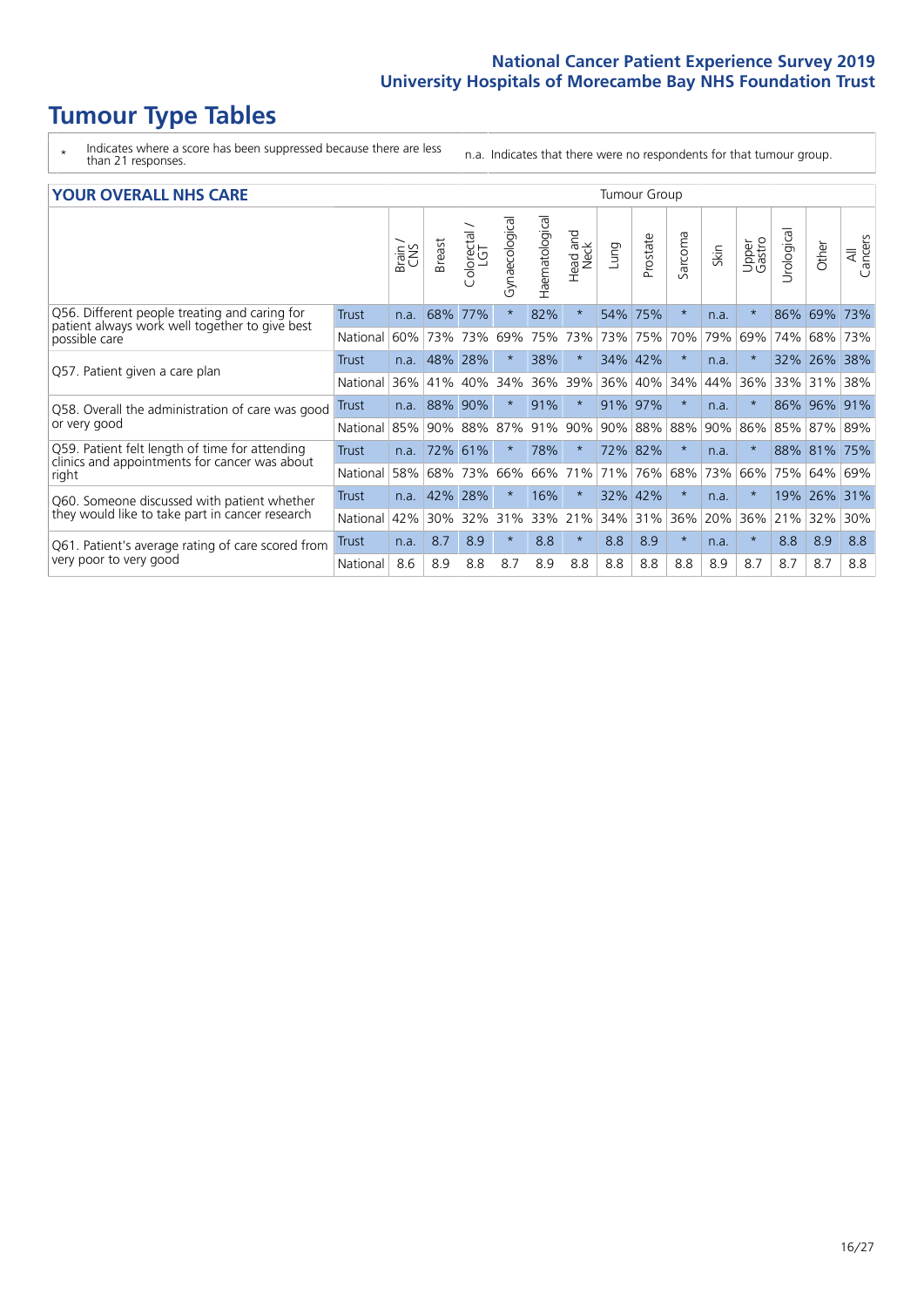# Tumour Type Tables

\* Indicates where a score has been suppressed because there are less than 21 responses.

n.a. Indicates that there were no respondents for that tumour group.

## YOUR OVERALL NHS CARE

| | | Brain / CNS | Breast | Colorectal / LGT | Gynaecological | Haematological | Head and Neck | Lung | Prostate | Sarcoma | Skin | Upper Gastro | Urological | Other | All Cancers |
|---|---|---|---|---|---|---|---|---|---|---|---|---|---|---|---|
| Q56. Different people treating and caring for patient always work well together to give best possible care | Trust | n.a. | 68% | 77% | * | 82% | * | 54% | 75% | * | n.a. | * | 86% | 69% | 73% |
| | National | 60% | 73% | 73% | 69% | 75% | 73% | 73% | 75% | 70% | 79% | 69% | 74% | 68% | 73% |
| Q57. Patient given a care plan | Trust | n.a. | 48% | 28% | * | 38% | * | 34% | 42% | * | n.a. | * | 32% | 26% | 38% |
| | National | 36% | 41% | 40% | 34% | 36% | 39% | 36% | 40% | 34% | 44% | 36% | 33% | 31% | 38% |
| Q58. Overall the administration of care was good or very good | Trust | n.a. | 88% | 90% | * | 91% | * | 91% | 97% | * | n.a. | * | 86% | 96% | 91% |
| | National | 85% | 90% | 88% | 87% | 91% | 90% | 90% | 88% | 88% | 90% | 86% | 85% | 87% | 89% |
| Q59. Patient felt length of time for attending clinics and appointments for cancer was about right | Trust | n.a. | 72% | 61% | * | 78% | * | 72% | 82% | * | n.a. | * | 88% | 81% | 75% |
| | National | 58% | 68% | 73% | 66% | 66% | 71% | 71% | 76% | 68% | 73% | 66% | 75% | 64% | 69% |
| Q60. Someone discussed with patient whether they would like to take part in cancer research | Trust | n.a. | 42% | 28% | * | 16% | * | 32% | 42% | * | n.a. | * | 19% | 26% | 31% |
| | National | 42% | 30% | 32% | 31% | 33% | 21% | 34% | 31% | 36% | 20% | 36% | 21% | 32% | 30% |
| Q61. Patient's average rating of care scored from very poor to very good | Trust | n.a. | 8.7 | 8.9 | * | 8.8 | * | 8.8 | 8.9 | * | n.a. | * | 8.8 | 8.9 | 8.8 |
| | National | 8.6 | 8.9 | 8.8 | 8.7 | 8.9 | 8.8 | 8.8 | 8.8 | 8.8 | 8.9 | 8.7 | 8.7 | 8.7 | 8.8 |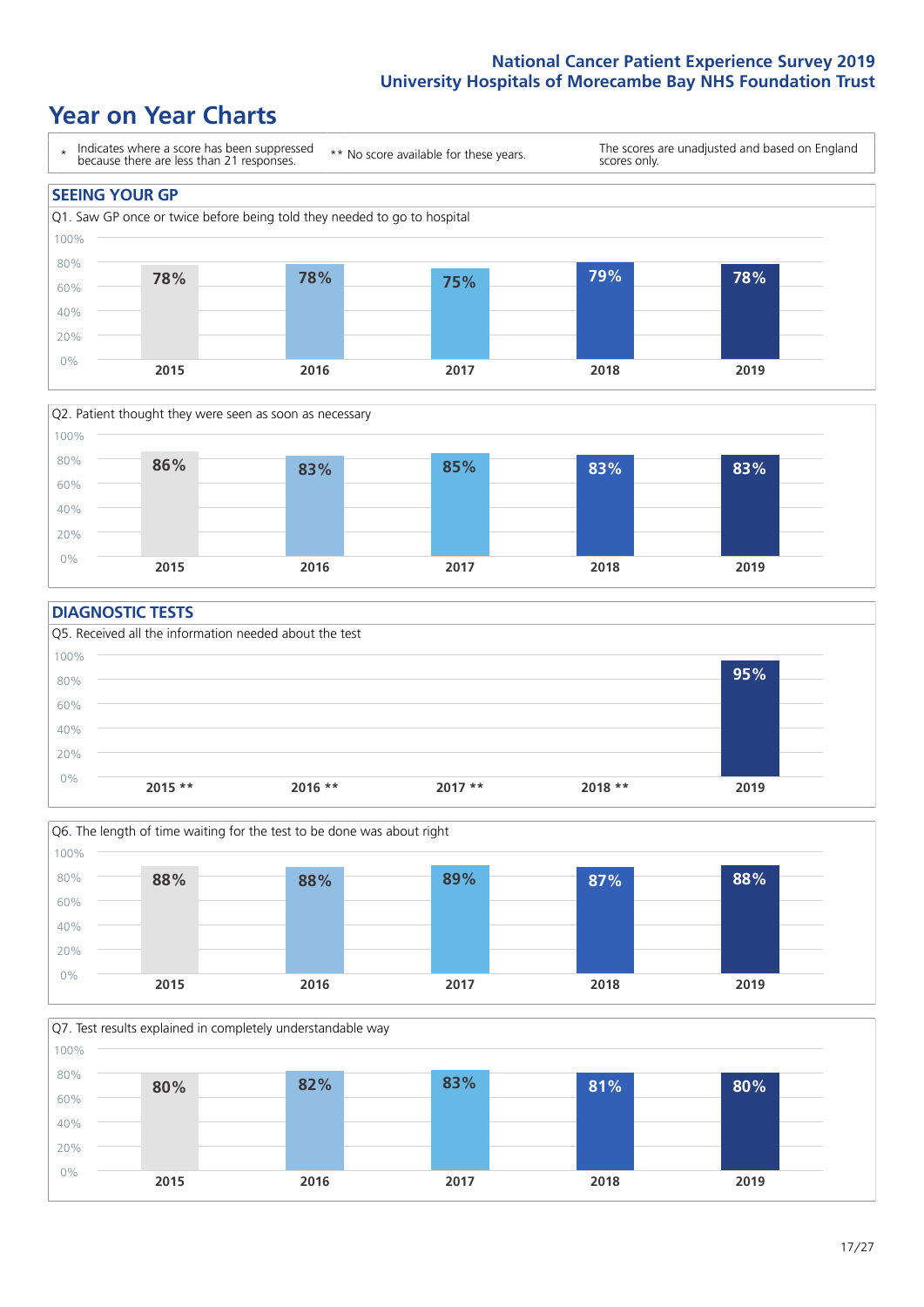## Year on Year Charts

- \* Indicates where a score has been suppressed because there are less than 21 responses.
- \*\* No score available for these years.
- The scores are unadjusted and based on England scores only.

### SEEING YOUR GP

Q1. Saw GP once or twice before being told they needed to go to hospital

| 2015 | 2016 | 2017 | 2018 | 2019 |
|---|---|---|---|---|
| 78% | 78% | 75% | 79% | 78% |

Q2. Patient thought they were seen as soon as necessary

| 2015 | 2016 | 2017 | 2018 | 2019 |
|---|---|---|---|---|
| 86% | 83% | 85% | 83% | 83% |

### DIAGNOSTIC TESTS

Q5. Received all the information needed about the test

| 2015 ** | 2016 ** | 2017 ** | 2018 ** | 2019 |
|---|---|---|---|---|
| | | | | 95% |

Q6. The length of time waiting for the test to be done was about right

| 2015 | 2016 | 2017 | 2018 | 2019 |
|---|---|---|---|---|
| 88% | 88% | 89% | 87% | 88% |

Q7. Test results explained in completely understandable way

| 2015 | 2016 | 2017 | 2018 | 2019 |
|---|---|---|---|---|
| 80% | 82% | 83% | 81% | 80% |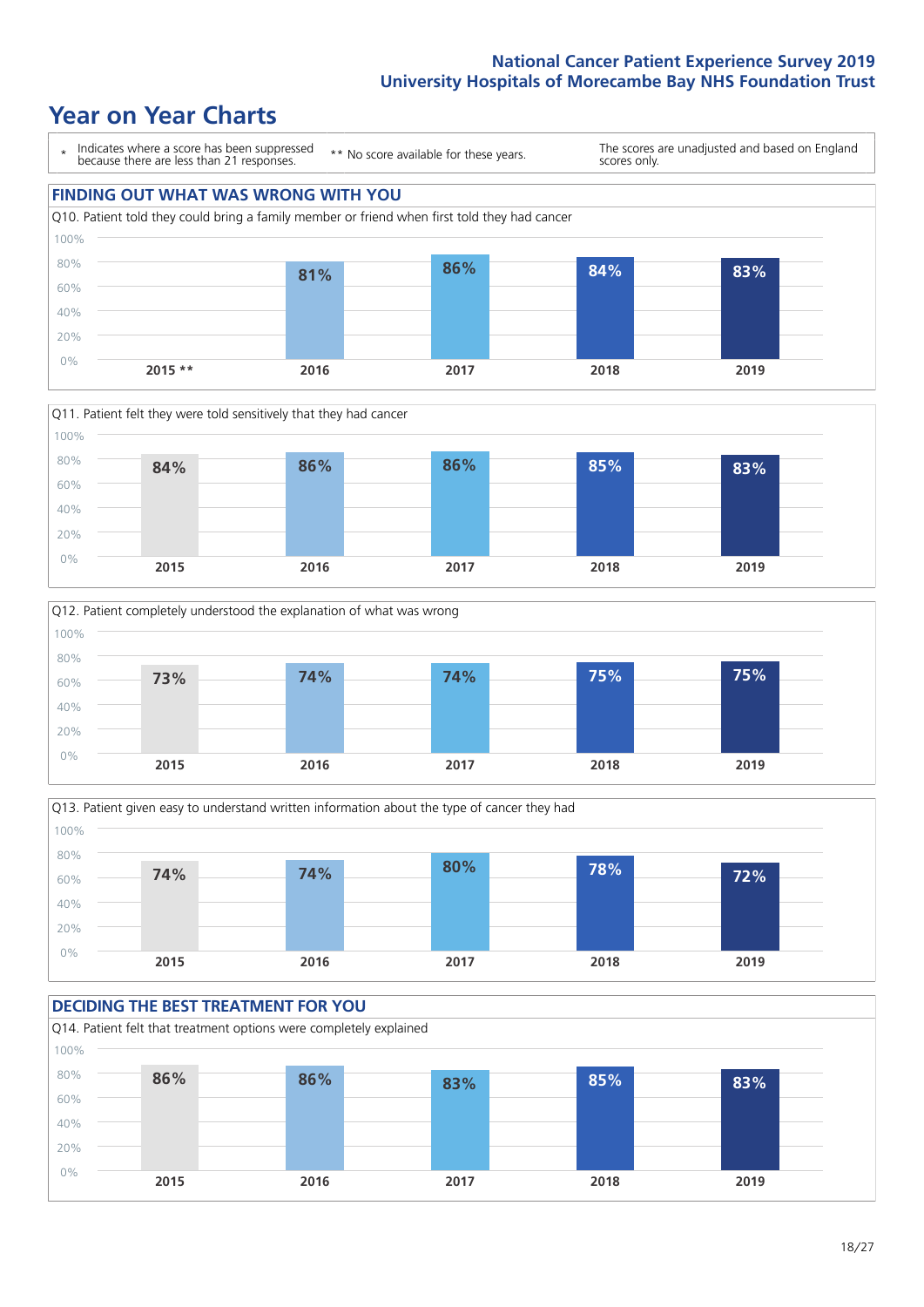# Year on Year Charts

\* Indicates where a score has been suppressed because there are less than 21 responses.

** No score available for these years.

The scores are unadjusted and based on England scores only.

## FINDING OUT WHAT WAS WRONG WITH YOU

Q10. Patient told they could bring a family member or friend when first told they had cancer

| 2015 ** | 2016 | 2017 | 2018 | 2019 |
|---|---|---|---|---|
| | 81% | 86% | 84% | 83% |

Q11. Patient felt they were told sensitively that they had cancer

| 2015 | 2016 | 2017 | 2018 | 2019 |
|---|---|---|---|---|
| 84% | 86% | 86% | 85% | 83% |

Q12. Patient completely understood the explanation of what was wrong

| 2015 | 2016 | 2017 | 2018 | 2019 |
|---|---|---|---|---|
| 73% | 74% | 74% | 75% | 75% |

Q13. Patient given easy to understand written information about the type of cancer they had

| 2015 | 2016 | 2017 | 2018 | 2019 |
|---|---|---|---|---|
| 74% | 74% | 80% | 78% | 72% |

## DECIDING THE BEST TREATMENT FOR YOU

Q14. Patient felt that treatment options were completely explained

| 2015 | 2016 | 2017 | 2018 | 2019 |
|---|---|---|---|---|
| 86% | 86% | 83% | 85% | 83% |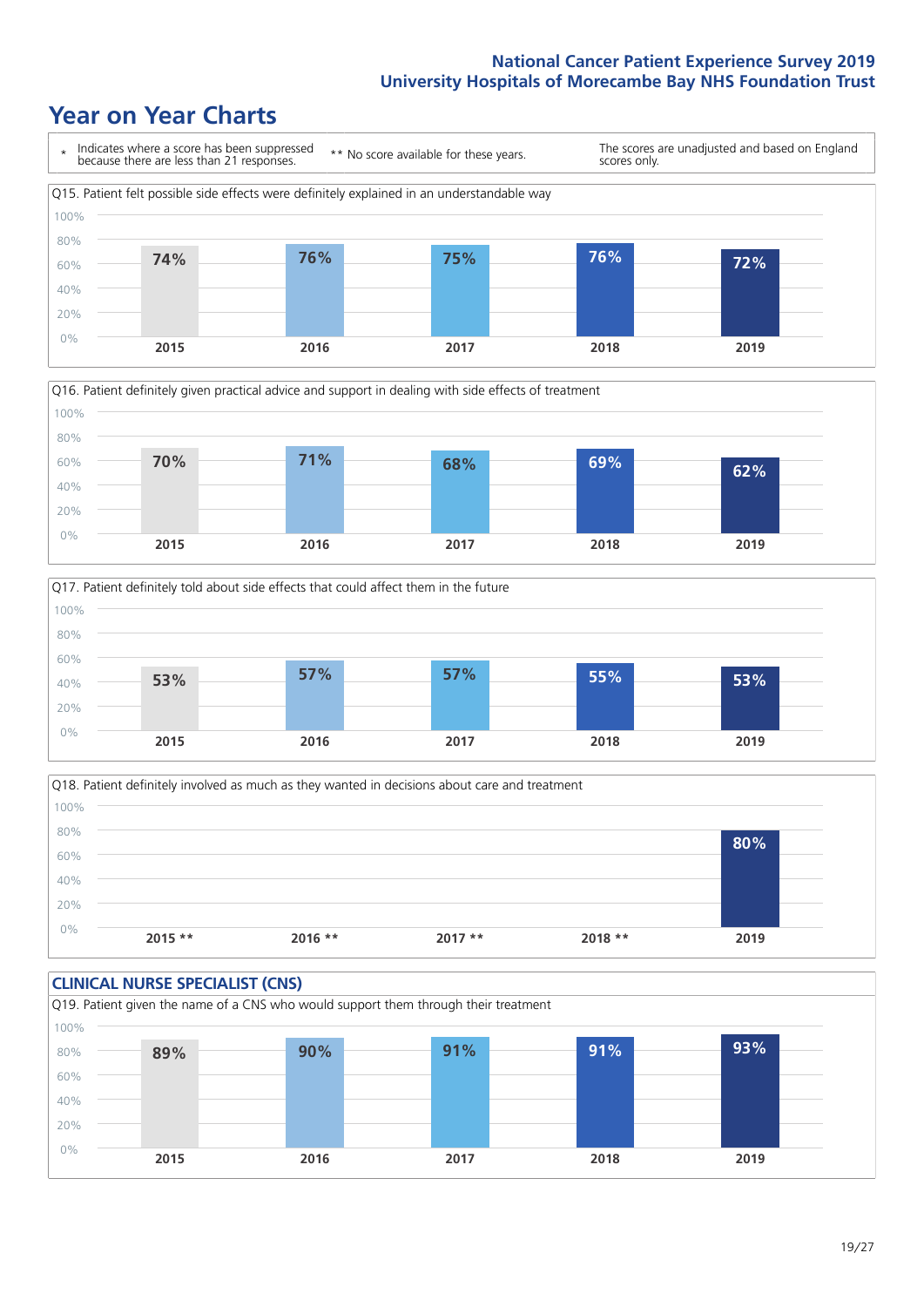## Year on Year Charts

\* Indicates where a score has been suppressed because there are less than 21 responses.

** No score available for these years.

The scores are unadjusted and based on England scores only.

Q15. Patient felt possible side effects were definitely explained in an understandable way

| 2015 | 2016 | 2017 | 2018 | 2019 |
|---|---|---|---|---|
| 74% | 76% | 75% | 76% | 72% |

Q16. Patient definitely given practical advice and support in dealing with side effects of treatment

| 2015 | 2016 | 2017 | 2018 | 2019 |
|---|---|---|---|---|
| 70% | 71% | 68% | 69% | 62% |

Q17. Patient definitely told about side effects that could affect them in the future

| 2015 | 2016 | 2017 | 2018 | 2019 |
|---|---|---|---|---|
| 53% | 57% | 57% | 55% | 53% |

Q18. Patient definitely involved as much as they wanted in decisions about care and treatment

| 2015 ** | 2016 ** | 2017 ** | 2018 ** | 2019 |
|---|---|---|---|---|
| | | | | 80% |

### CLINICAL NURSE SPECIALIST (CNS)

Q19. Patient given the name of a CNS who would support them through their treatment

| 2015 | 2016 | 2017 | 2018 | 2019 |
|---|---|---|---|---|
| 89% | 90% | 91% | 91% | 93% |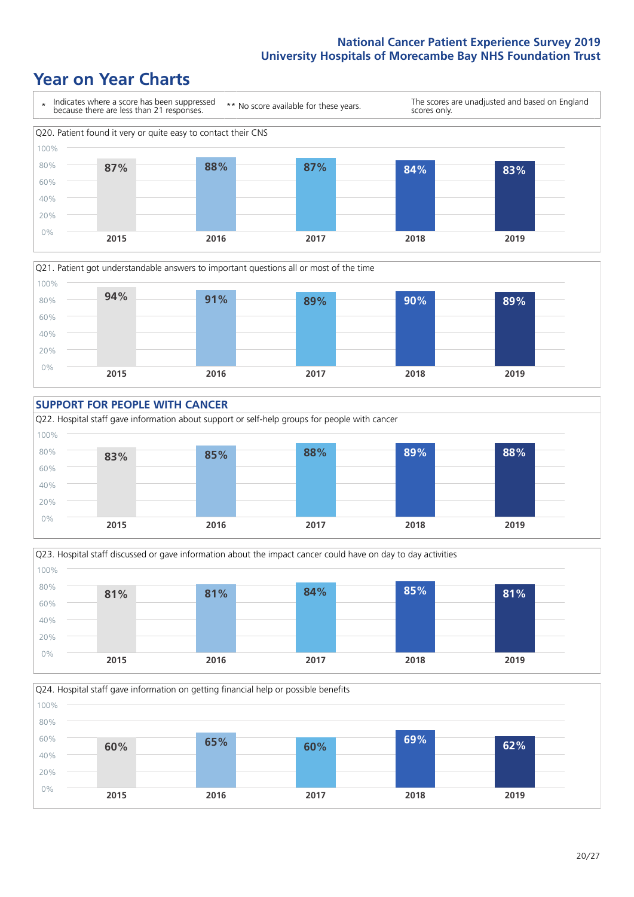## Year on Year Charts

\* Indicates where a score has been suppressed because there are less than 21 responses.

** No score available for these years.

The scores are unadjusted and based on England scores only.

Q20. Patient found it very or quite easy to contact their CNS

| 2015 | 2016 | 2017 | 2018 | 2019 |
|---|---|---|---|---|
| 87% | 88% | 87% | 84% | 83% |

Q21. Patient got understandable answers to important questions all or most of the time

| 2015 | 2016 | 2017 | 2018 | 2019 |
|---|---|---|---|---|
| 94% | 91% | 89% | 90% | 89% |

### SUPPORT FOR PEOPLE WITH CANCER

Q22. Hospital staff gave information about support or self-help groups for people with cancer

| 2015 | 2016 | 2017 | 2018 | 2019 |
|---|---|---|---|---|
| 83% | 85% | 88% | 89% | 88% |

Q23. Hospital staff discussed or gave information about the impact cancer could have on day to day activities

| 2015 | 2016 | 2017 | 2018 | 2019 |
|---|---|---|---|---|
| 81% | 81% | 84% | 85% | 81% |

Q24. Hospital staff gave information on getting financial help or possible benefits

| 2015 | 2016 | 2017 | 2018 | 2019 |
|---|---|---|---|---|
| 60% | 65% | 60% | 69% | 62% |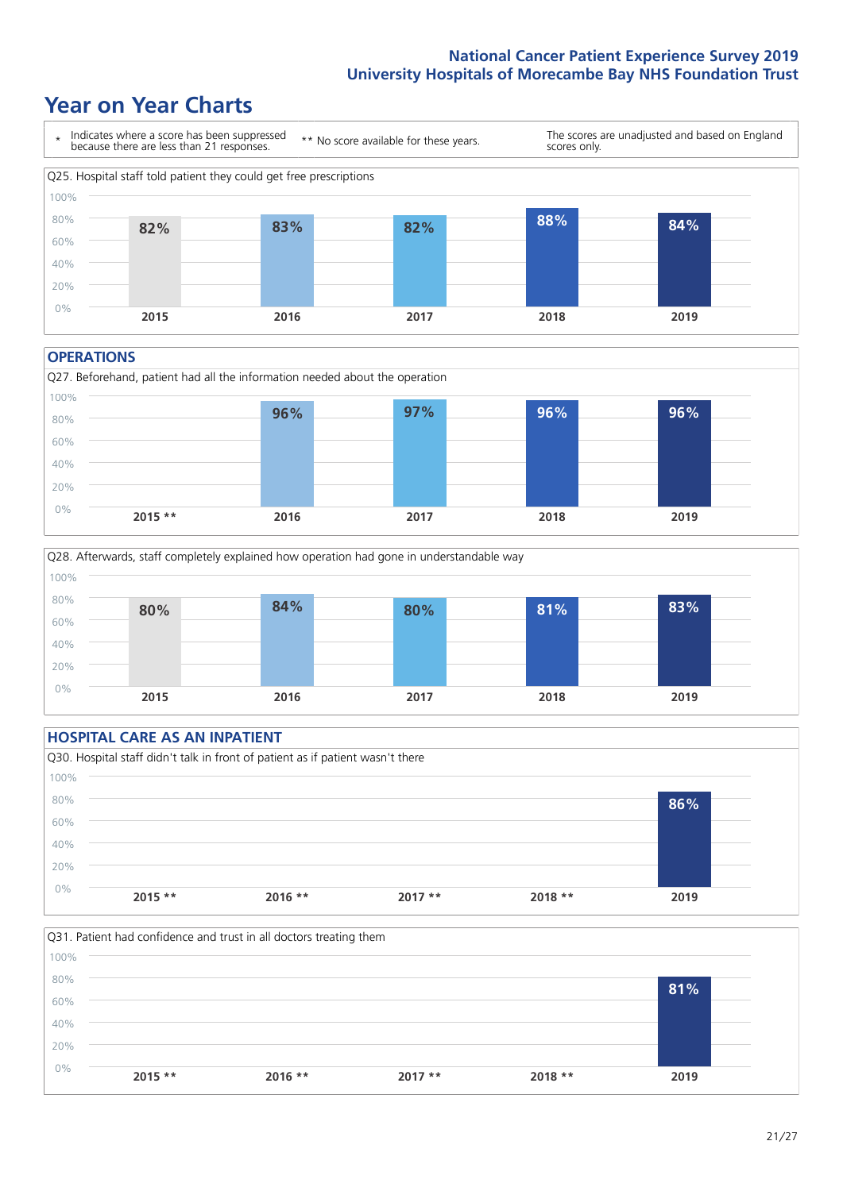# Year on Year Charts

\* Indicates where a score has been suppressed because there are less than 21 responses.

** No score available for these years.

The scores are unadjusted and based on England scores only.

Q25. Hospital staff told patient they could get free prescriptions

| 2015 | 2016 | 2017 | 2018 | 2019 |
|---|---|---|---|---|
| 82% | 83% | 82% | 88% | 84% |

## OPERATIONS

Q27. Beforehand, patient had all the information needed about the operation

| 2015 ** | 2016 | 2017 | 2018 | 2019 |
|---|---|---|---|---|
| | 96% | 97% | 96% | 96% |

Q28. Afterwards, staff completely explained how operation had gone in understandable way

| 2015 | 2016 | 2017 | 2018 | 2019 |
|---|---|---|---|---|
| 80% | 84% | 80% | 81% | 83% |

## HOSPITAL CARE AS AN INPATIENT

Q30. Hospital staff didn't talk in front of patient as if patient wasn't there

| 2015 ** | 2016 ** | 2017 ** | 2018 ** | 2019 |
|---|---|---|---|---|
| | | | | 86% |

Q31. Patient had confidence and trust in all doctors treating them

| 2015 ** | 2016 ** | 2017 ** | 2018 ** | 2019 |
|---|---|---|---|---|
| | | | | 81% |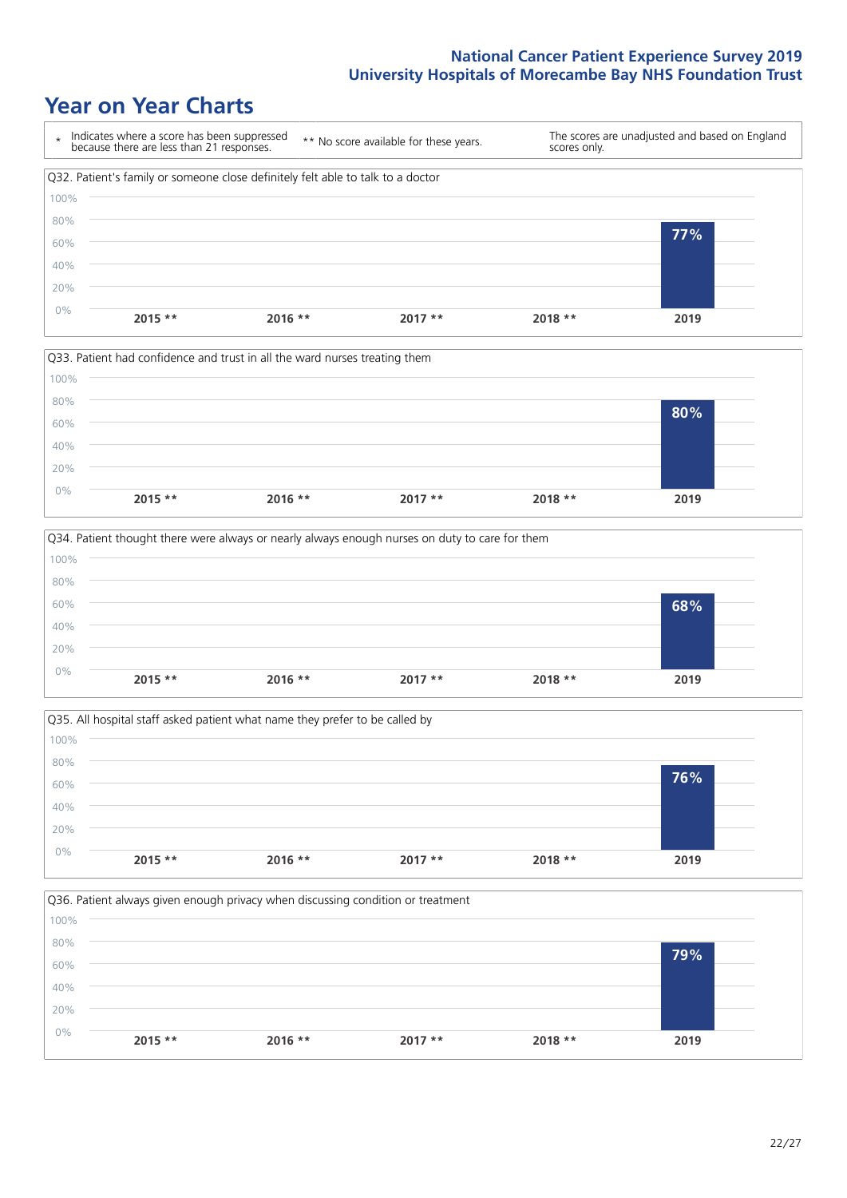## Year on Year Charts

\* Indicates where a score has been suppressed because there are less than 21 responses.

** No score available for these years.

The scores are unadjusted and based on England scores only.

Q32. Patient's family or someone close definitely felt able to talk to a doctor

| 2015 ** | 2016 ** | 2017 ** | 2018 ** | 2019 |
|---|---|---|---|---|
| | | | | 77% |

Q33. Patient had confidence and trust in all the ward nurses treating them

| 2015 ** | 2016 ** | 2017 ** | 2018 ** | 2019 |
|---|---|---|---|---|
| | | | | 80% |

Q34. Patient thought there were always or nearly always enough nurses on duty to care for them

| 2015 ** | 2016 ** | 2017 ** | 2018 ** | 2019 |
|---|---|---|---|---|
| | | | | 68% |

Q35. All hospital staff asked patient what name they prefer to be called by

| 2015 ** | 2016 ** | 2017 ** | 2018 ** | 2019 |
|---|---|---|---|---|
| | | | | 76% |

Q36. Patient always given enough privacy when discussing condition or treatment

| 2015 ** | 2016 ** | 2017 ** | 2018 ** | 2019 |
|---|---|---|---|---|
| | | | | 79% |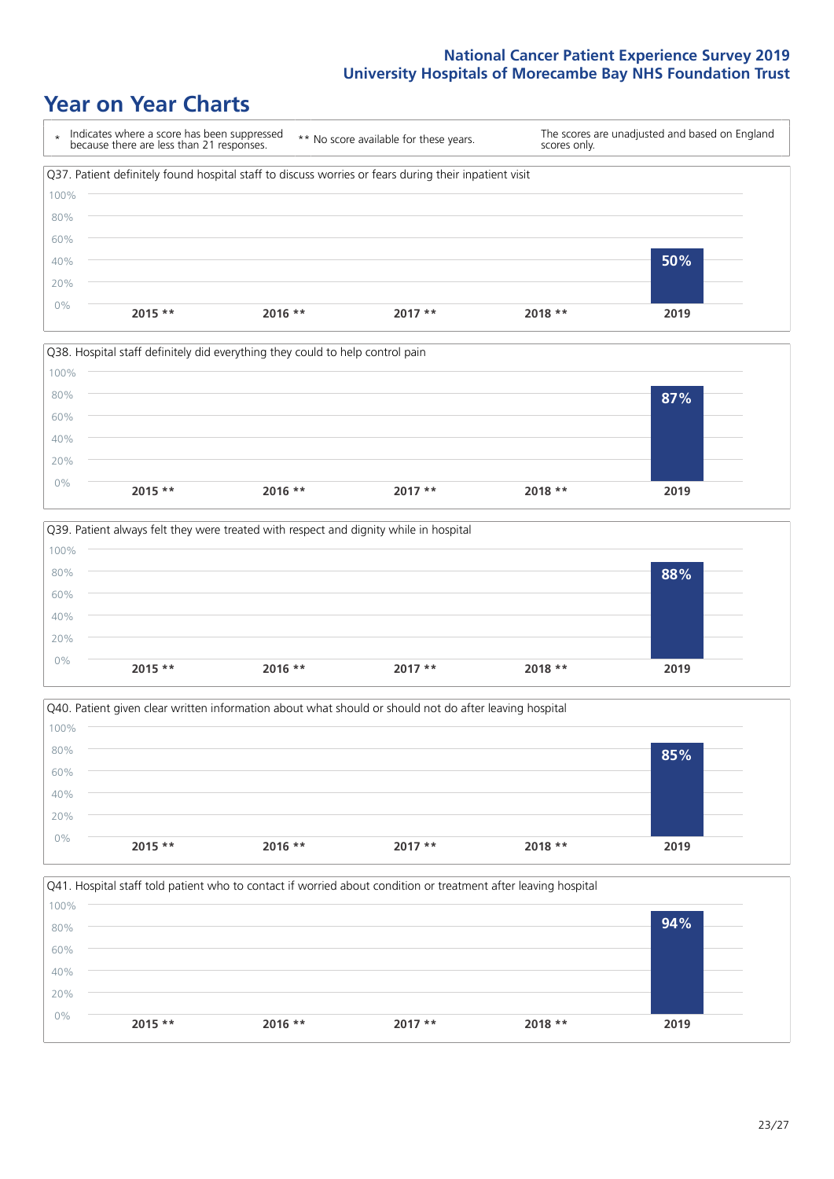# Year on Year Charts

| * Indicates where a score has been suppressed because there are less than 21 responses. | ** No score available for these years. | The scores are unadjusted and based on England scores only. |
| --- | --- | --- |

Q37. Patient definitely found hospital staff to discuss worries or fears during their inpatient visit

| 2015 ** | 2016 ** | 2017 ** | 2018 ** | 2019 |
| --- | --- | --- | --- | --- |
| | | | | 50% |

Q38. Hospital staff definitely did everything they could to help control pain

| 2015 ** | 2016 ** | 2017 ** | 2018 ** | 2019 |
| --- | --- | --- | --- | --- |
| | | | | 87% |

Q39. Patient always felt they were treated with respect and dignity while in hospital

| 2015 ** | 2016 ** | 2017 ** | 2018 ** | 2019 |
| --- | --- | --- | --- | --- |
| | | | | 88% |

Q40. Patient given clear written information about what should or should not do after leaving hospital

| 2015 ** | 2016 ** | 2017 ** | 2018 ** | 2019 |
| --- | --- | --- | --- | --- |
| | | | | 85% |

Q41. Hospital staff told patient who to contact if worried about condition or treatment after leaving hospital

| 2015 ** | 2016 ** | 2017 ** | 2018 ** | 2019 |
| --- | --- | --- | --- | --- |
| | | | | 94% |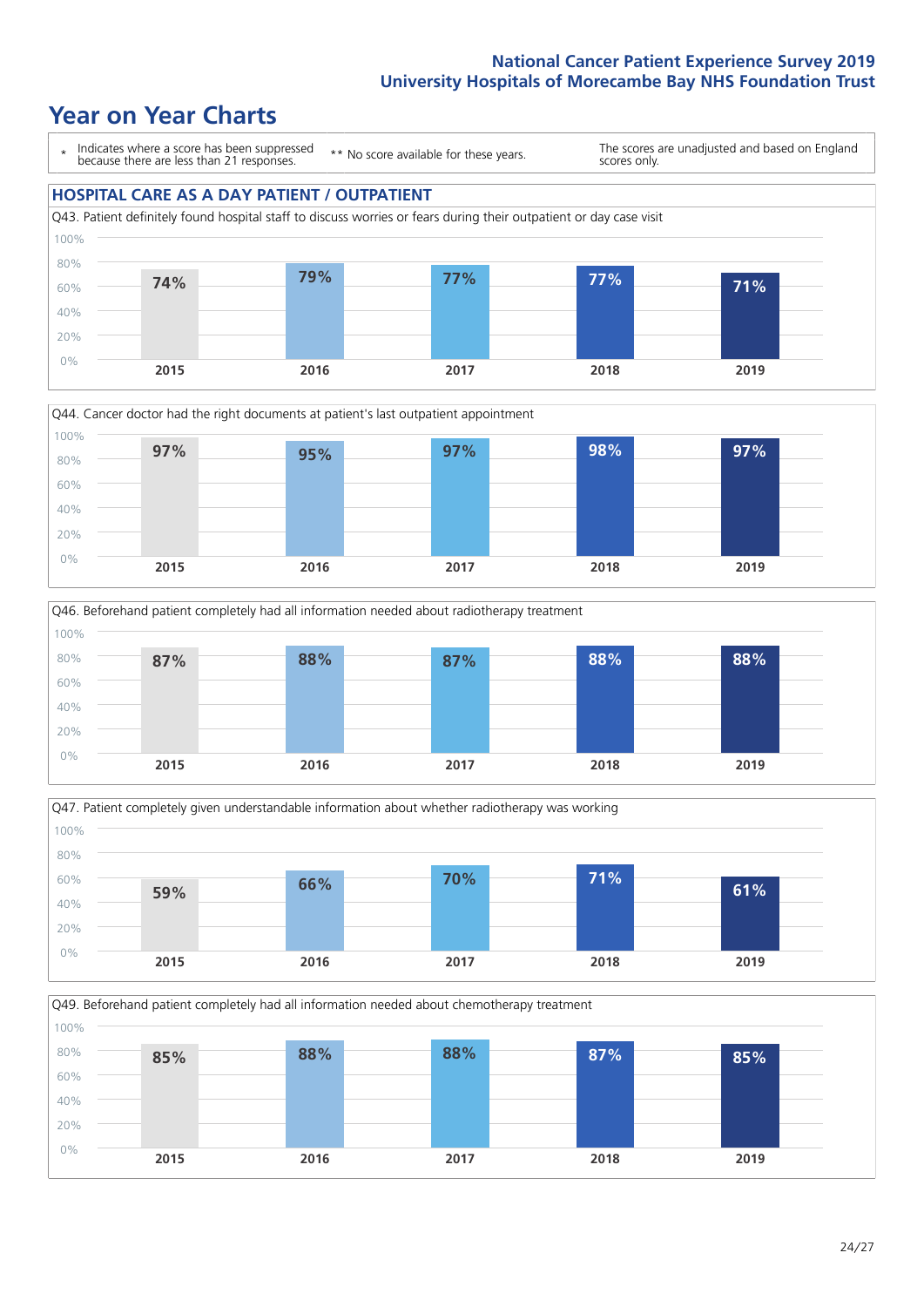# Year on Year Charts

\* Indicates where a score has been suppressed because there are less than 21 responses.

** No score available for these years.

The scores are unadjusted and based on England scores only.

## HOSPITAL CARE AS A DAY PATIENT / OUTPATIENT

Q43. Patient definitely found hospital staff to discuss worries or fears during their outpatient or day case visit

| 2015 | 2016 | 2017 | 2018 | 2019 |
|---|---|---|---|---|
| 74% | 79% | 77% | 77% | 71% |

Q44. Cancer doctor had the right documents at patient's last outpatient appointment

| 2015 | 2016 | 2017 | 2018 | 2019 |
|---|---|---|---|---|
| 97% | 95% | 97% | 98% | 97% |

Q46. Beforehand patient completely had all information needed about radiotherapy treatment

| 2015 | 2016 | 2017 | 2018 | 2019 |
|---|---|---|---|---|
| 87% | 88% | 87% | 88% | 88% |

Q47. Patient completely given understandable information about whether radiotherapy was working

| 2015 | 2016 | 2017 | 2018 | 2019 |
|---|---|---|---|---|
| 59% | 66% | 70% | 71% | 61% |

Q49. Beforehand patient completely had all information needed about chemotherapy treatment

| 2015 | 2016 | 2017 | 2018 | 2019 |
|---|---|---|---|---|
| 85% | 88% | 88% | 87% | 85% |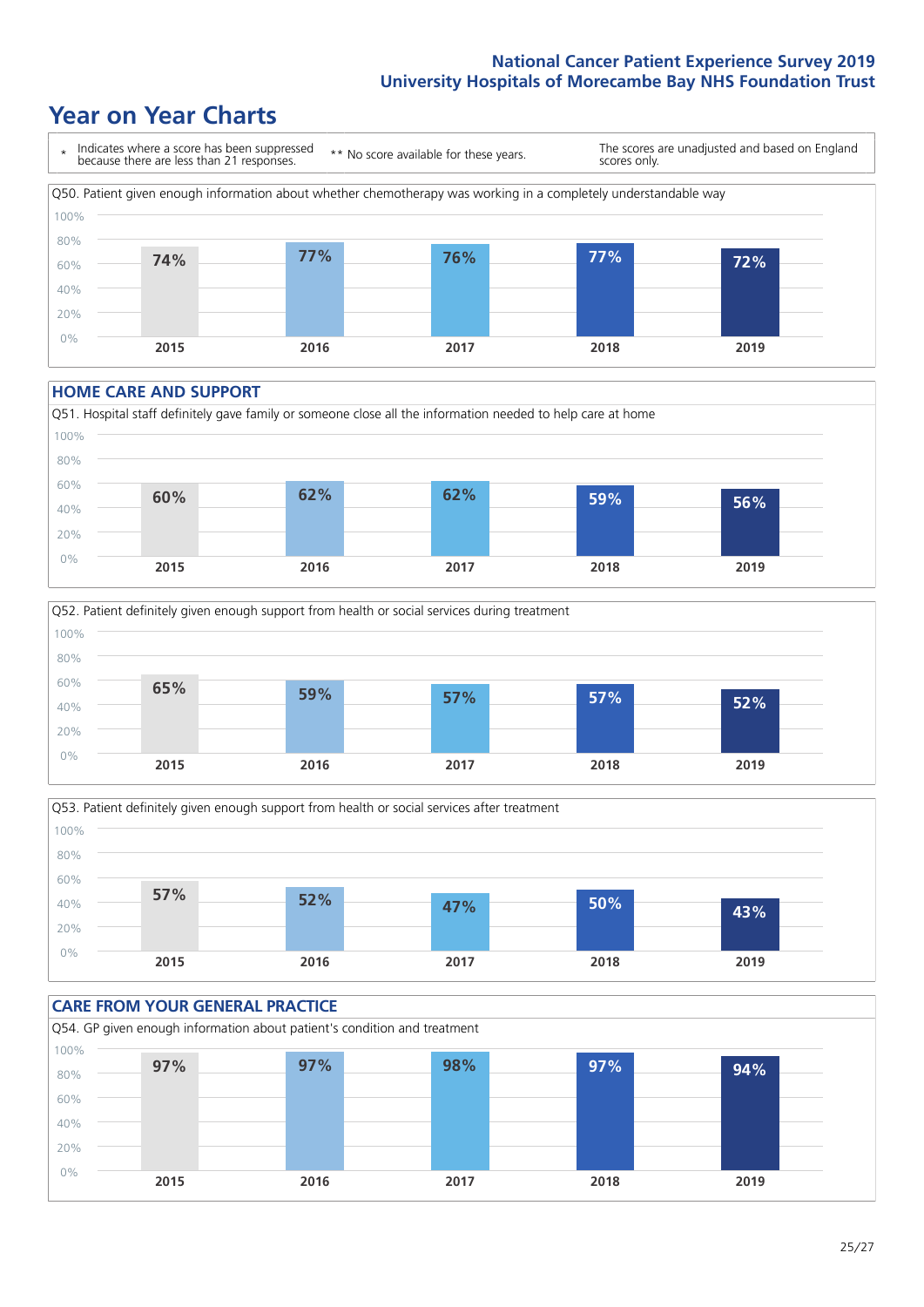# Year on Year Charts

\* Indicates where a score has been suppressed because there are less than 21 responses.

** No score available for these years.

The scores are unadjusted and based on England scores only.

Q50. Patient given enough information about whether chemotherapy was working in a completely understandable way

| 2015 | 2016 | 2017 | 2018 | 2019 |
|---|---|---|---|---|
| 74% | 77% | 76% | 77% | 72% |

## HOME CARE AND SUPPORT

Q51. Hospital staff definitely gave family or someone close all the information needed to help care at home

| 2015 | 2016 | 2017 | 2018 | 2019 |
|---|---|---|---|---|
| 60% | 62% | 62% | 59% | 56% |

Q52. Patient definitely given enough support from health or social services during treatment

| 2015 | 2016 | 2017 | 2018 | 2019 |
|---|---|---|---|---|
| 65% | 59% | 57% | 57% | 52% |

Q53. Patient definitely given enough support from health or social services after treatment

| 2015 | 2016 | 2017 | 2018 | 2019 |
|---|---|---|---|---|
| 57% | 52% | 47% | 50% | 43% |

## CARE FROM YOUR GENERAL PRACTICE

Q54. GP given enough information about patient's condition and treatment

| 2015 | 2016 | 2017 | 2018 | 2019 |
|---|---|---|---|---|
| 97% | 97% | 98% | 97% | 94% |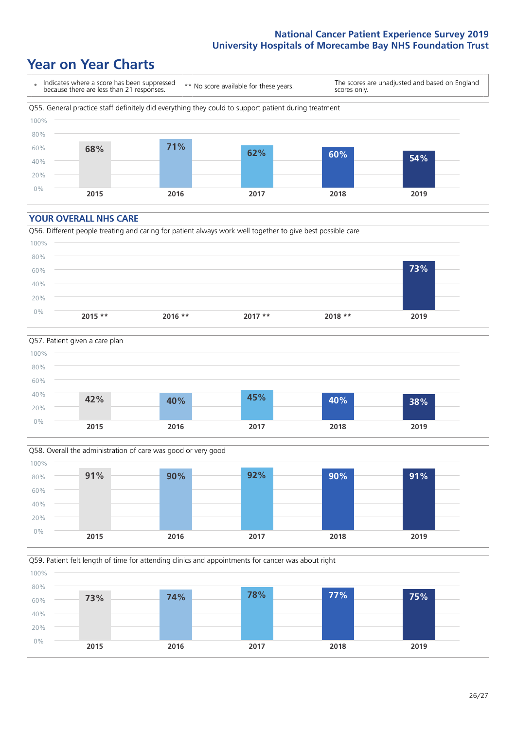# Year on Year Charts

\* Indicates where a score has been suppressed because there are less than 21 responses.

\*\* No score available for these years.

The scores are unadjusted and based on England scores only.

Q55. General practice staff definitely did everything they could to support patient during treatment

| 2015 | 2016 | 2017 | 2018 | 2019 |
|---|---|---|---|---|
| 68% | 71% | 62% | 60% | 54% |

## YOUR OVERALL NHS CARE

Q56. Different people treating and caring for patient always work well together to give best possible care

| 2015 ** | 2016 ** | 2017 ** | 2018 ** | 2019 |
|---|---|---|---|---|
| | | | | 73% |

Q57. Patient given a care plan

| 2015 | 2016 | 2017 | 2018 | 2019 |
|---|---|---|---|---|
| 42% | 40% | 45% | 40% | 38% |

Q58. Overall the administration of care was good or very good

| 2015 | 2016 | 2017 | 2018 | 2019 |
|---|---|---|---|---|
| 91% | 90% | 92% | 90% | 91% |

Q59. Patient felt length of time for attending clinics and appointments for cancer was about right

| 2015 | 2016 | 2017 | 2018 | 2019 |
|---|---|---|---|---|
| 73% | 74% | 78% | 77% | 75% |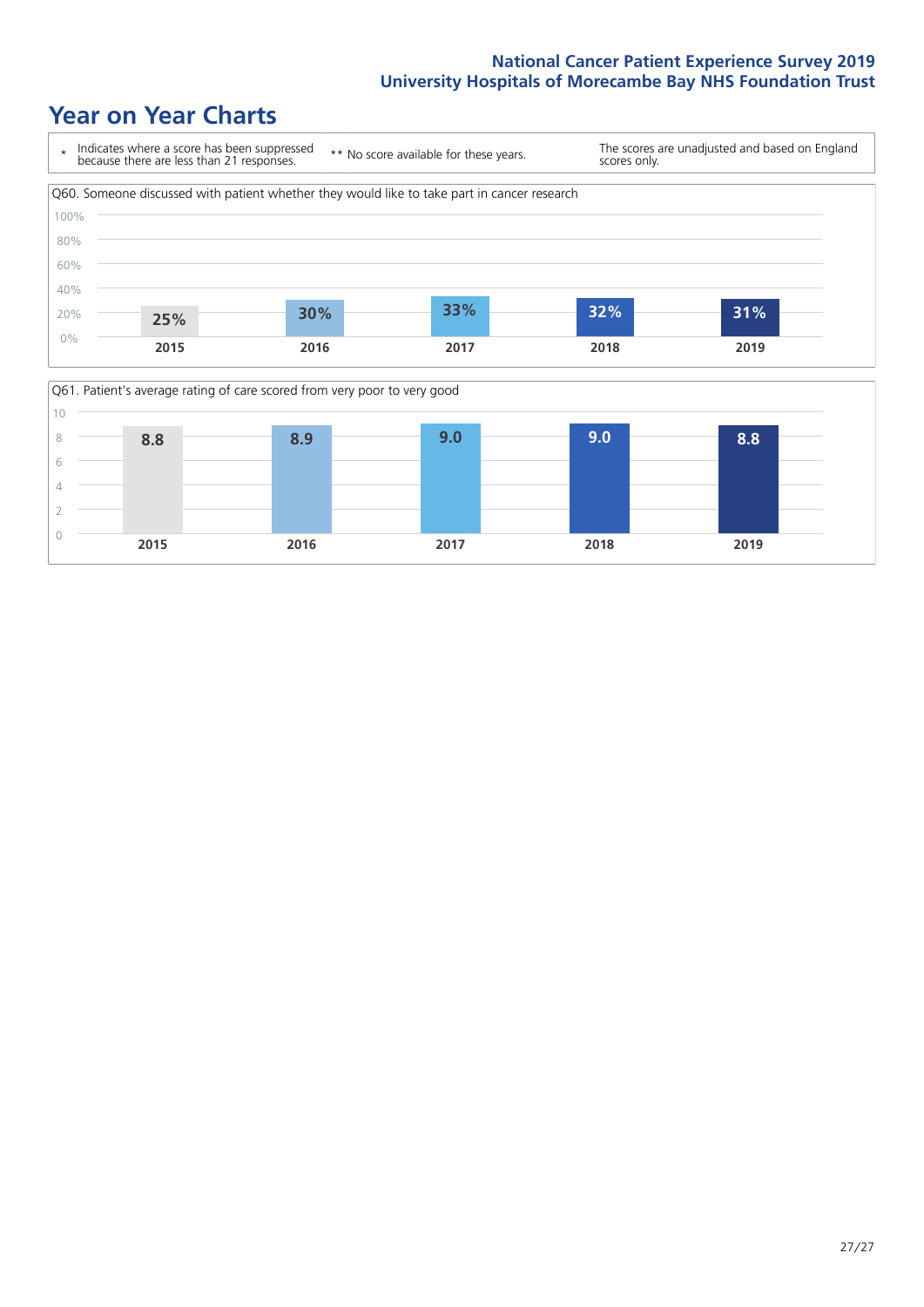# Year on Year Charts

\* Indicates where a score has been suppressed because there are less than 21 responses.

** No score available for these years.

The scores are unadjusted and based on England scores only.

Q60. Someone discussed with patient whether they would like to take part in cancer research

100%
80%
60%
40%
20%
0%

25% 30% 33% 32% 31%

2015 2016 2017 2018 2019

Q61. Patient's average rating of care scored from very poor to very good

10
8
6
4
2
0

8.8 8.9 9.0 9.0 8.8

2015 2016 2017 2018 2019